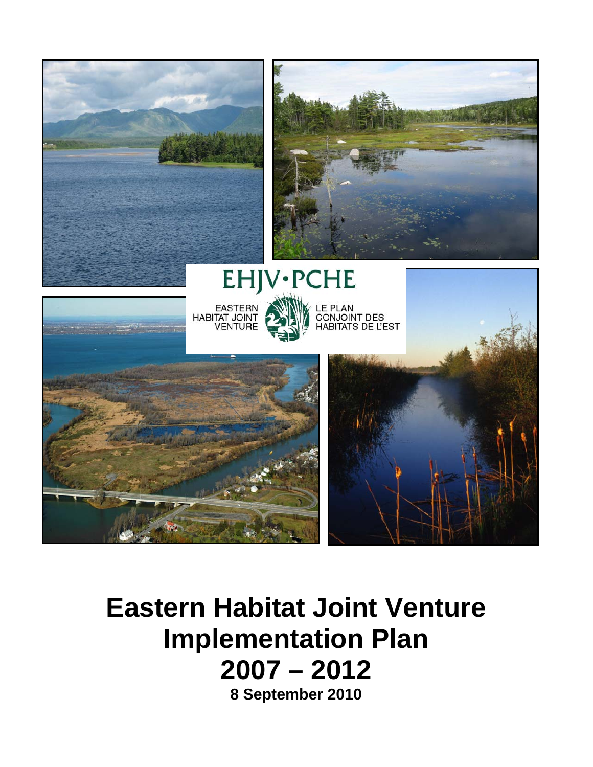EHJV·PCHE

EASTERN HABITAT JOINT VENTURE

LE PLAN CONJOINT DES HABITATS DE L'EST

# Eastern Habitat Joint Venture Implementation Plan 2007 – 2012

**8 September 2010**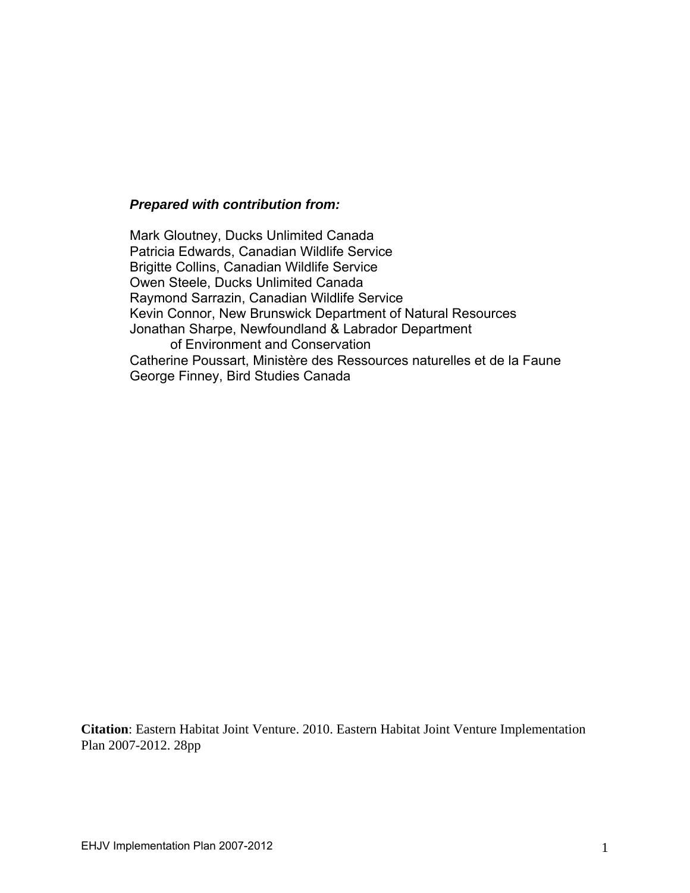***Prepared with contribution from:***

Mark Gloutney, Ducks Unlimited Canada
Patricia Edwards, Canadian Wildlife Service
Brigitte Collins, Canadian Wildlife Service
Owen Steele, Ducks Unlimited Canada
Raymond Sarrazin, Canadian Wildlife Service
Kevin Connor, New Brunswick Department of Natural Resources
Jonathan Sharpe, Newfoundland & Labrador Department of Environment and Conservation
Catherine Poussart, Ministère des Ressources naturelles et de la Faune
George Finney, Bird Studies Canada

**Citation**: Eastern Habitat Joint Venture. 2010. Eastern Habitat Joint Venture Implementation Plan 2007-2012. 28pp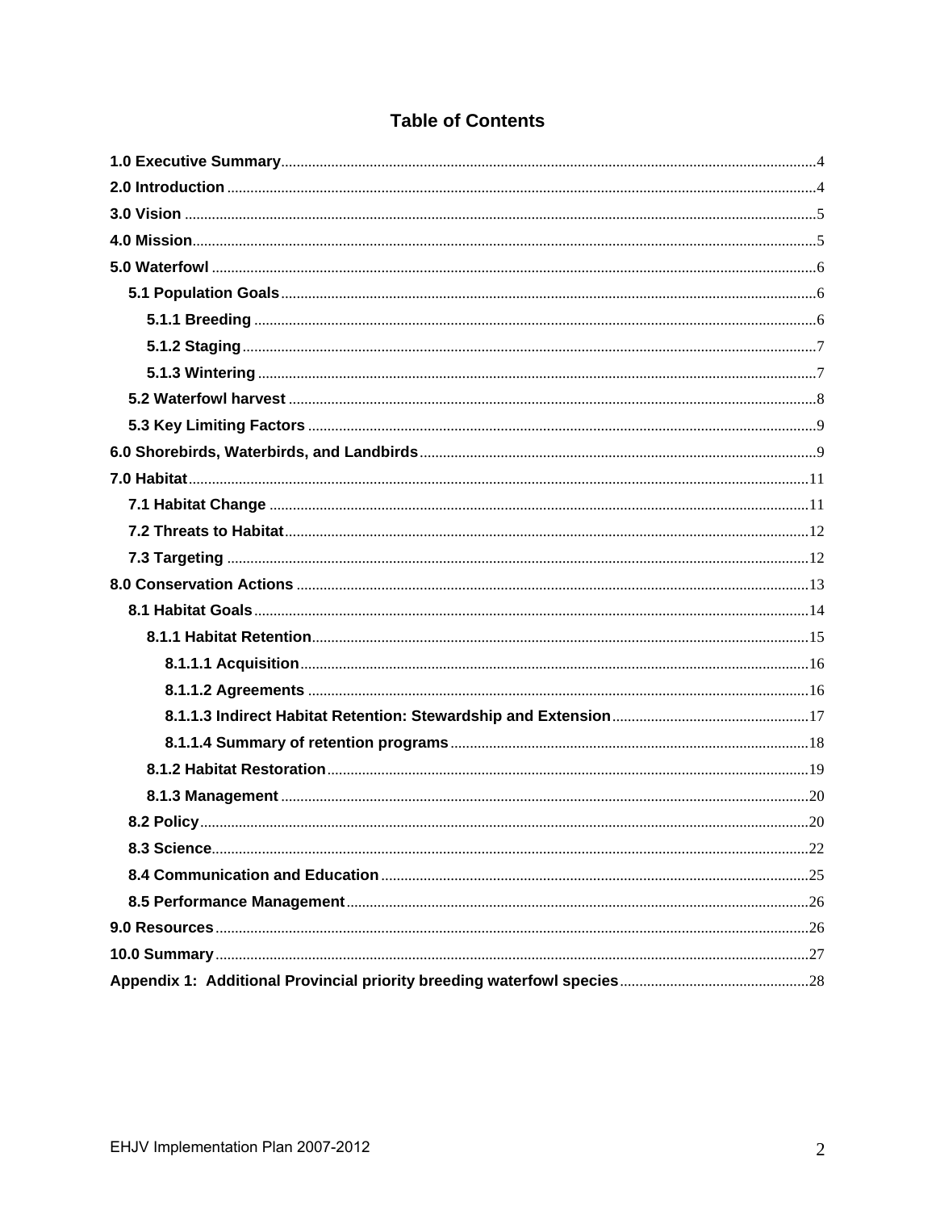# Table of Contents

**1.0 Executive Summary** ........ 4
**2.0 Introduction** ........ 4
**3.0 Vision** ........ 5
**4.0 Mission** ........ 5
**5.0 Waterfowl** ........ 6
- **5.1 Population Goals** ........ 6
  - **5.1.1 Breeding** ........ 6
  - **5.1.2 Staging** ........ 7
  - **5.1.3 Wintering** ........ 7
- **5.2 Waterfowl harvest** ........ 8
- **5.3 Key Limiting Factors** ........ 9

**6.0 Shorebirds, Waterbirds, and Landbirds** ........ 9
**7.0 Habitat** ........ 11
- **7.1 Habitat Change** ........ 11
- **7.2 Threats to Habitat** ........ 12
- **7.3 Targeting** ........ 12

**8.0 Conservation Actions** ........ 13
- **8.1 Habitat Goals** ........ 14
  - **8.1.1 Habitat Retention** ........ 15
    - **8.1.1.1 Acquisition** ........ 16
    - **8.1.1.2 Agreements** ........ 16
    - **8.1.1.3 Indirect Habitat Retention: Stewardship and Extension** ........ 17
    - **8.1.1.4 Summary of retention programs** ........ 18
  - **8.1.2 Habitat Restoration** ........ 19
  - **8.1.3 Management** ........ 20
- **8.2 Policy** ........ 20
- **8.3 Science** ........ 22
- **8.4 Communication and Education** ........ 25
- **8.5 Performance Management** ........ 26

**9.0 Resources** ........ 26
**10.0 Summary** ........ 27
**Appendix 1: Additional Provincial priority breeding waterfowl species** ........ 28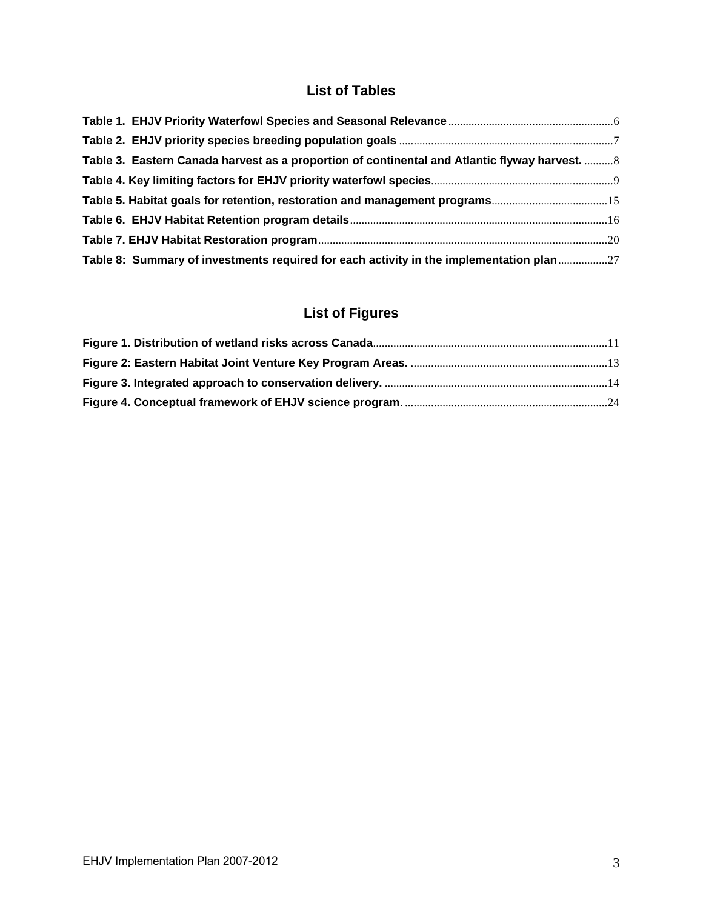## List of Tables

**Table 1. EHJV Priority Waterfowl Species and Seasonal Relevance** ........................................................6

**Table 2. EHJV priority species breeding population goals** ........................................................................7

**Table 3. Eastern Canada harvest as a proportion of continental and Atlantic flyway harvest.** ..........8

**Table 4. Key limiting factors for EHJV priority waterfowl species**..............................................................9

**Table 5. Habitat goals for retention, restoration and management programs**........................................15

**Table 6. EHJV Habitat Retention program details**.......................................................................................16

**Table 7. EHJV Habitat Restoration program**..................................................................................................20

**Table 8: Summary of investments required for each activity in the implementation plan**.................27

## List of Figures

**Figure 1. Distribution of wetland risks across Canada**................................................................................11

**Figure 2: Eastern Habitat Joint Venture Key Program Areas.** ...................................................................13

**Figure 3. Integrated approach to conservation delivery.** ............................................................................14

**Figure 4. Conceptual framework of EHJV science program**. .....................................................................24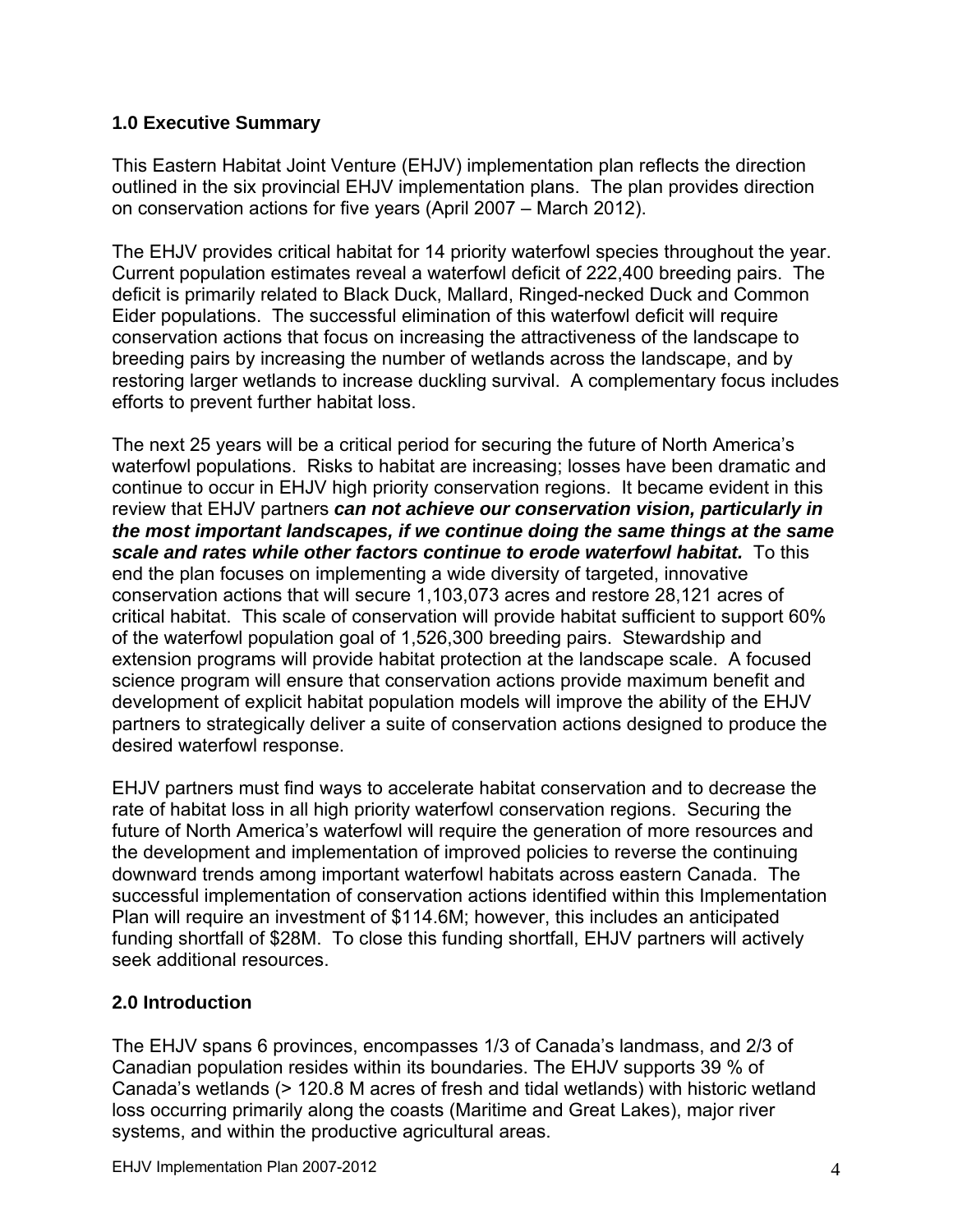## 1.0 Executive Summary

This Eastern Habitat Joint Venture (EHJV) implementation plan reflects the direction outlined in the six provincial EHJV implementation plans. The plan provides direction on conservation actions for five years (April 2007 – March 2012).

The EHJV provides critical habitat for 14 priority waterfowl species throughout the year. Current population estimates reveal a waterfowl deficit of 222,400 breeding pairs. The deficit is primarily related to Black Duck, Mallard, Ringed-necked Duck and Common Eider populations. The successful elimination of this waterfowl deficit will require conservation actions that focus on increasing the attractiveness of the landscape to breeding pairs by increasing the number of wetlands across the landscape, and by restoring larger wetlands to increase duckling survival. A complementary focus includes efforts to prevent further habitat loss.

The next 25 years will be a critical period for securing the future of North America's waterfowl populations. Risks to habitat are increasing; losses have been dramatic and continue to occur in EHJV high priority conservation regions. It became evident in this review that EHJV partners ***can not achieve our conservation vision, particularly in the most important landscapes, if we continue doing the same things at the same scale and rates while other factors continue to erode waterfowl habitat.*** To this end the plan focuses on implementing a wide diversity of targeted, innovative conservation actions that will secure 1,103,073 acres and restore 28,121 acres of critical habitat. This scale of conservation will provide habitat sufficient to support 60% of the waterfowl population goal of 1,526,300 breeding pairs. Stewardship and extension programs will provide habitat protection at the landscape scale. A focused science program will ensure that conservation actions provide maximum benefit and development of explicit habitat population models will improve the ability of the EHJV partners to strategically deliver a suite of conservation actions designed to produce the desired waterfowl response.

EHJV partners must find ways to accelerate habitat conservation and to decrease the rate of habitat loss in all high priority waterfowl conservation regions. Securing the future of North America's waterfowl will require the generation of more resources and the development and implementation of improved policies to reverse the continuing downward trends among important waterfowl habitats across eastern Canada. The successful implementation of conservation actions identified within this Implementation Plan will require an investment of $114.6M; however, this includes an anticipated funding shortfall of $28M. To close this funding shortfall, EHJV partners will actively seek additional resources.

## 2.0 Introduction

The EHJV spans 6 provinces, encompasses 1/3 of Canada's landmass, and 2/3 of Canadian population resides within its boundaries. The EHJV supports 39 % of Canada's wetlands (> 120.8 M acres of fresh and tidal wetlands) with historic wetland loss occurring primarily along the coasts (Maritime and Great Lakes), major river systems, and within the productive agricultural areas.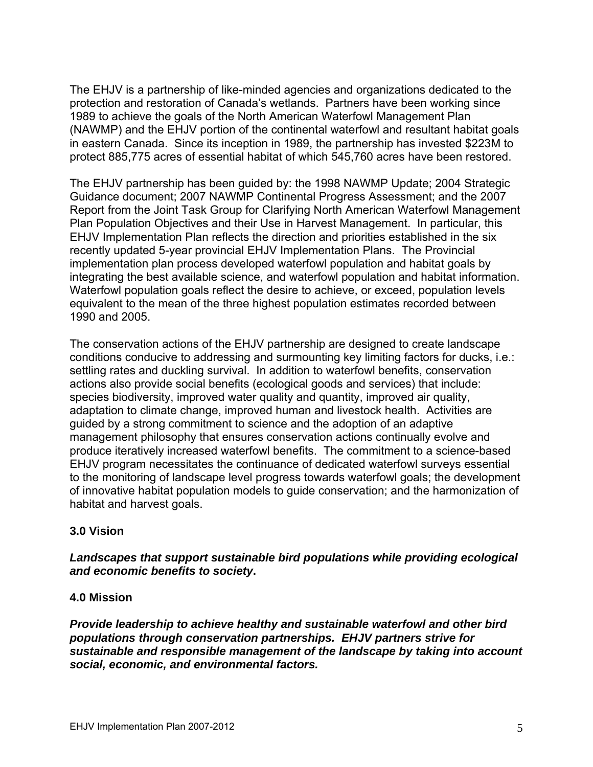The EHJV is a partnership of like-minded agencies and organizations dedicated to the protection and restoration of Canada's wetlands. Partners have been working since 1989 to achieve the goals of the North American Waterfowl Management Plan (NAWMP) and the EHJV portion of the continental waterfowl and resultant habitat goals in eastern Canada. Since its inception in 1989, the partnership has invested $223M to protect 885,775 acres of essential habitat of which 545,760 acres have been restored.

The EHJV partnership has been guided by: the 1998 NAWMP Update; 2004 Strategic Guidance document; 2007 NAWMP Continental Progress Assessment; and the 2007 Report from the Joint Task Group for Clarifying North American Waterfowl Management Plan Population Objectives and their Use in Harvest Management. In particular, this EHJV Implementation Plan reflects the direction and priorities established in the six recently updated 5-year provincial EHJV Implementation Plans. The Provincial implementation plan process developed waterfowl population and habitat goals by integrating the best available science, and waterfowl population and habitat information. Waterfowl population goals reflect the desire to achieve, or exceed, population levels equivalent to the mean of the three highest population estimates recorded between 1990 and 2005.

The conservation actions of the EHJV partnership are designed to create landscape conditions conducive to addressing and surmounting key limiting factors for ducks, i.e.: settling rates and duckling survival. In addition to waterfowl benefits, conservation actions also provide social benefits (ecological goods and services) that include: species biodiversity, improved water quality and quantity, improved air quality, adaptation to climate change, improved human and livestock health. Activities are guided by a strong commitment to science and the adoption of an adaptive management philosophy that ensures conservation actions continually evolve and produce iteratively increased waterfowl benefits. The commitment to a science-based EHJV program necessitates the continuance of dedicated waterfowl surveys essential to the monitoring of landscape level progress towards waterfowl goals; the development of innovative habitat population models to guide conservation; and the harmonization of habitat and harvest goals.

## 3.0 Vision

***Landscapes that support sustainable bird populations while providing ecological and economic benefits to society*.**

## 4.0 Mission

***Provide leadership to achieve healthy and sustainable waterfowl and other bird populations through conservation partnerships. EHJV partners strive for sustainable and responsible management of the landscape by taking into account social, economic, and environmental factors.***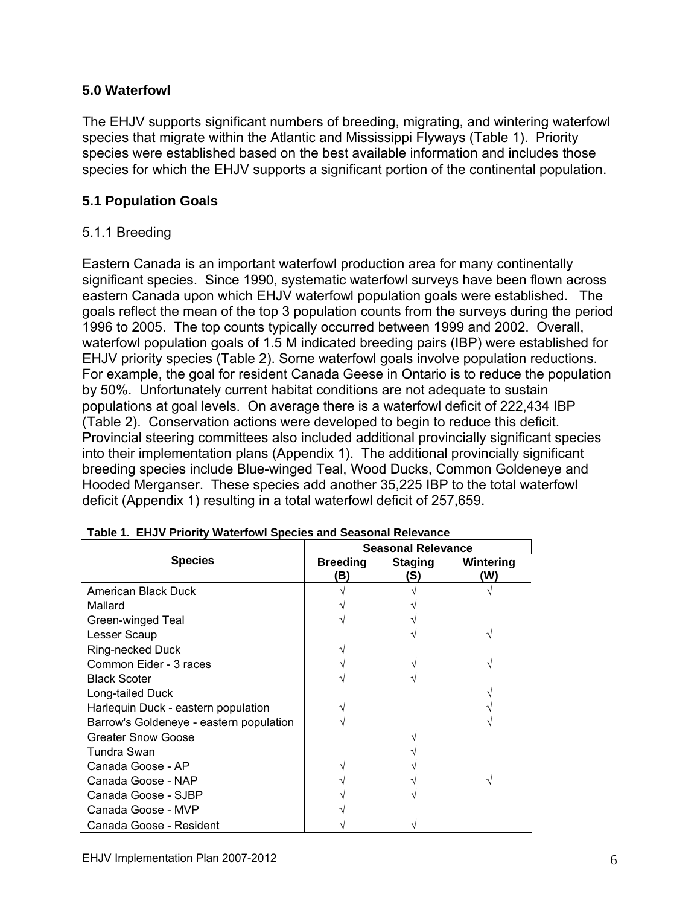## 5.0 Waterfowl

The EHJV supports significant numbers of breeding, migrating, and wintering waterfowl species that migrate within the Atlantic and Mississippi Flyways (Table 1). Priority species were established based on the best available information and includes those species for which the EHJV supports a significant portion of the continental population.

## 5.1 Population Goals

### 5.1.1 Breeding

Eastern Canada is an important waterfowl production area for many continentally significant species. Since 1990, systematic waterfowl surveys have been flown across eastern Canada upon which EHJV waterfowl population goals were established. The goals reflect the mean of the top 3 population counts from the surveys during the period 1996 to 2005. The top counts typically occurred between 1999 and 2002. Overall, waterfowl population goals of 1.5 M indicated breeding pairs (IBP) were established for EHJV priority species (Table 2). Some waterfowl goals involve population reductions. For example, the goal for resident Canada Geese in Ontario is to reduce the population by 50%. Unfortunately current habitat conditions are not adequate to sustain populations at goal levels. On average there is a waterfowl deficit of 222,434 IBP (Table 2). Conservation actions were developed to begin to reduce this deficit. Provincial steering committees also included additional provincially significant species into their implementation plans (Appendix 1). The additional provincially significant breeding species include Blue-winged Teal, Wood Ducks, Common Goldeneye and Hooded Merganser. These species add another 35,225 IBP to the total waterfowl deficit (Appendix 1) resulting in a total waterfowl deficit of 257,659.

**Table 1. EHJV Priority Waterfowl Species and Seasonal Relevance**

| Species | Seasonal Relevance | | |
|---|---|---|---|
| | Breeding (B) | Staging (S) | Wintering (W) |
| American Black Duck | √ | √ | √ |
| Mallard | √ | √ | |
| Green-winged Teal | √ | √ | |
| Lesser Scaup | | √ | √ |
| Ring-necked Duck | √ | | |
| Common Eider - 3 races | √ | √ | √ |
| Black Scoter | √ | √ | |
| Long-tailed Duck | | | √ |
| Harlequin Duck - eastern population | √ | | √ |
| Barrow's Goldeneye - eastern population | √ | | √ |
| Greater Snow Goose | | √ | |
| Tundra Swan | | √ | |
| Canada Goose - AP | √ | √ | |
| Canada Goose - NAP | √ | √ | √ |
| Canada Goose - SJBP | √ | √ | |
| Canada Goose - MVP | √ | | |
| Canada Goose - Resident | √ | √ | |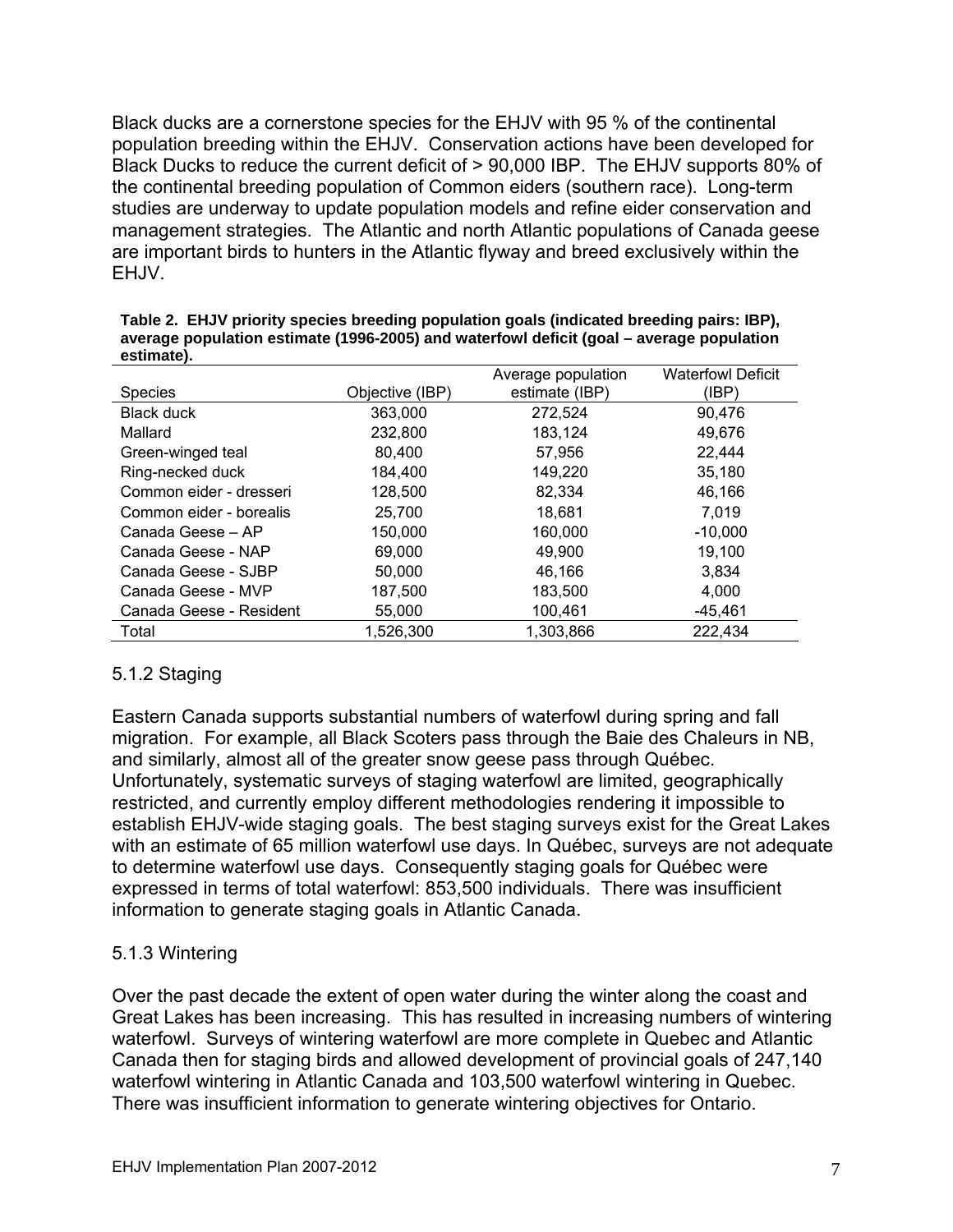Black ducks are a cornerstone species for the EHJV with 95 % of the continental population breeding within the EHJV. Conservation actions have been developed for Black Ducks to reduce the current deficit of > 90,000 IBP. The EHJV supports 80% of the continental breeding population of Common eiders (southern race). Long-term studies are underway to update population models and refine eider conservation and management strategies. The Atlantic and north Atlantic populations of Canada geese are important birds to hunters in the Atlantic flyway and breed exclusively within the EHJV.

**Table 2. EHJV priority species breeding population goals (indicated breeding pairs: IBP), average population estimate (1996-2005) and waterfowl deficit (goal – average population estimate).**

| Species | Objective (IBP) | Average population estimate (IBP) | Waterfowl Deficit (IBP) |
|---|---|---|---|
| Black duck | 363,000 | 272,524 | 90,476 |
| Mallard | 232,800 | 183,124 | 49,676 |
| Green-winged teal | 80,400 | 57,956 | 22,444 |
| Ring-necked duck | 184,400 | 149,220 | 35,180 |
| Common eider - dresseri | 128,500 | 82,334 | 46,166 |
| Common eider - borealis | 25,700 | 18,681 | 7,019 |
| Canada Geese – AP | 150,000 | 160,000 | -10,000 |
| Canada Geese - NAP | 69,000 | 49,900 | 19,100 |
| Canada Geese - SJBP | 50,000 | 46,166 | 3,834 |
| Canada Geese - MVP | 187,500 | 183,500 | 4,000 |
| Canada Geese - Resident | 55,000 | 100,461 | -45,461 |
| Total | 1,526,300 | 1,303,866 | 222,434 |

### 5.1.2 Staging

Eastern Canada supports substantial numbers of waterfowl during spring and fall migration. For example, all Black Scoters pass through the Baie des Chaleurs in NB, and similarly, almost all of the greater snow geese pass through Québec. Unfortunately, systematic surveys of staging waterfowl are limited, geographically restricted, and currently employ different methodologies rendering it impossible to establish EHJV-wide staging goals. The best staging surveys exist for the Great Lakes with an estimate of 65 million waterfowl use days. In Québec, surveys are not adequate to determine waterfowl use days. Consequently staging goals for Québec were expressed in terms of total waterfowl: 853,500 individuals. There was insufficient information to generate staging goals in Atlantic Canada.

### 5.1.3 Wintering

Over the past decade the extent of open water during the winter along the coast and Great Lakes has been increasing. This has resulted in increasing numbers of wintering waterfowl. Surveys of wintering waterfowl are more complete in Quebec and Atlantic Canada then for staging birds and allowed development of provincial goals of 247,140 waterfowl wintering in Atlantic Canada and 103,500 waterfowl wintering in Quebec. There was insufficient information to generate wintering objectives for Ontario.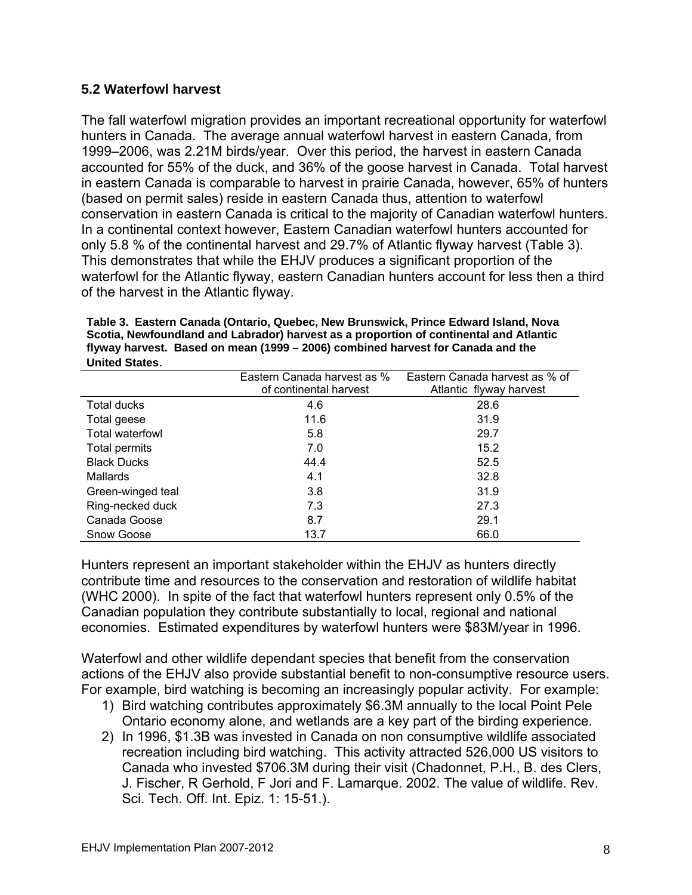### 5.2 Waterfowl harvest

The fall waterfowl migration provides an important recreational opportunity for waterfowl hunters in Canada. The average annual waterfowl harvest in eastern Canada, from 1999–2006, was 2.21M birds/year. Over this period, the harvest in eastern Canada accounted for 55% of the duck, and 36% of the goose harvest in Canada. Total harvest in eastern Canada is comparable to harvest in prairie Canada, however, 65% of hunters (based on permit sales) reside in eastern Canada thus, attention to waterfowl conservation in eastern Canada is critical to the majority of Canadian waterfowl hunters. In a continental context however, Eastern Canadian waterfowl hunters accounted for only 5.8 % of the continental harvest and 29.7% of Atlantic flyway harvest (Table 3). This demonstrates that while the EHJV produces a significant proportion of the waterfowl for the Atlantic flyway, eastern Canadian hunters account for less then a third of the harvest in the Atlantic flyway.

**Table 3. Eastern Canada (Ontario, Quebec, New Brunswick, Prince Edward Island, Nova Scotia, Newfoundland and Labrador) harvest as a proportion of continental and Atlantic flyway harvest. Based on mean (1999 – 2006) combined harvest for Canada and the United States.**

| | Eastern Canada harvest as % of continental harvest | Eastern Canada harvest as % of Atlantic flyway harvest |
|---|---|---|
| Total ducks | 4.6 | 28.6 |
| Total geese | 11.6 | 31.9 |
| Total waterfowl | 5.8 | 29.7 |
| Total permits | 7.0 | 15.2 |
| Black Ducks | 44.4 | 52.5 |
| Mallards | 4.1 | 32.8 |
| Green-winged teal | 3.8 | 31.9 |
| Ring-necked duck | 7.3 | 27.3 |
| Canada Goose | 8.7 | 29.1 |
| Snow Goose | 13.7 | 66.0 |

Hunters represent an important stakeholder within the EHJV as hunters directly contribute time and resources to the conservation and restoration of wildlife habitat (WHC 2000). In spite of the fact that waterfowl hunters represent only 0.5% of the Canadian population they contribute substantially to local, regional and national economies. Estimated expenditures by waterfowl hunters were $83M/year in 1996.

Waterfowl and other wildlife dependant species that benefit from the conservation actions of the EHJV also provide substantial benefit to non-consumptive resource users. For example, bird watching is becoming an increasingly popular activity. For example:

1) Bird watching contributes approximately $6.3M annually to the local Point Pele Ontario economy alone, and wetlands are a key part of the birding experience.
2) In 1996, $1.3B was invested in Canada on non consumptive wildlife associated recreation including bird watching. This activity attracted 526,000 US visitors to Canada who invested $706.3M during their visit (Chadonnet, P.H., B. des Clers, J. Fischer, R Gerhold, F Jori and F. Lamarque. 2002. The value of wildlife. Rev. Sci. Tech. Off. Int. Epiz. 1: 15-51.).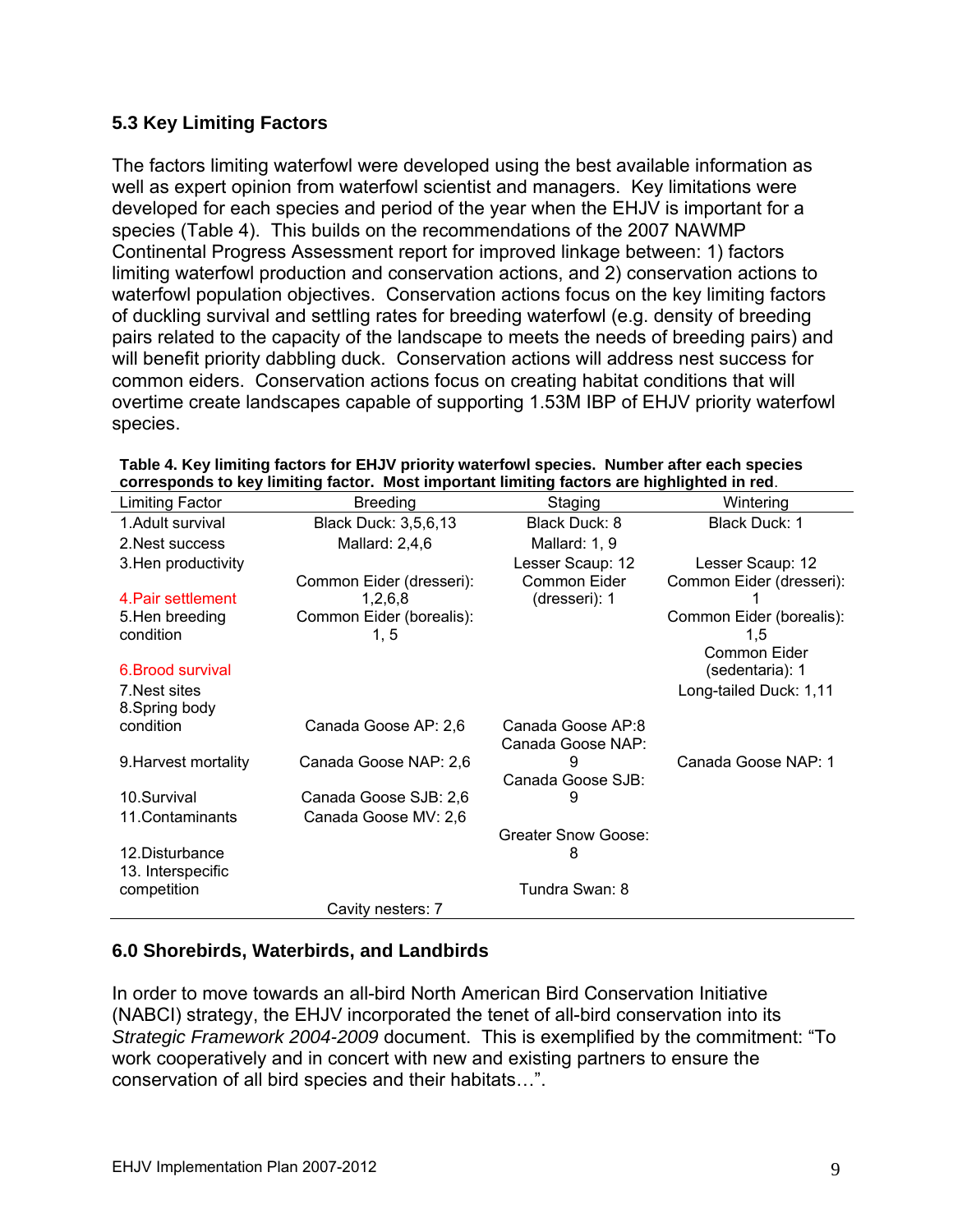### 5.3 Key Limiting Factors

The factors limiting waterfowl were developed using the best available information as well as expert opinion from waterfowl scientist and managers. Key limitations were developed for each species and period of the year when the EHJV is important for a species (Table 4). This builds on the recommendations of the 2007 NAWMP Continental Progress Assessment report for improved linkage between: 1) factors limiting waterfowl production and conservation actions, and 2) conservation actions to waterfowl population objectives. Conservation actions focus on the key limiting factors of duckling survival and settling rates for breeding waterfowl (e.g. density of breeding pairs related to the capacity of the landscape to meets the needs of breeding pairs) and will benefit priority dabbling duck. Conservation actions will address nest success for common eiders. Conservation actions focus on creating habitat conditions that will overtime create landscapes capable of supporting 1.53M IBP of EHJV priority waterfowl species.

**Table 4. Key limiting factors for EHJV priority waterfowl species. Number after each species corresponds to key limiting factor. Most important limiting factors are highlighted in red.**

| Limiting Factor | Breeding | Staging | Wintering |
|---|---|---|---|
| 1.Adult survival | Black Duck: 3,5,6,13 | Black Duck: 8 | Black Duck: 1 |
| 2.Nest success | Mallard: 2,4,6 | Mallard: 1, 9 | |
| 3.Hen productivity | | Lesser Scaup: 12 | Lesser Scaup: 12 |
| **4.Pair settlement** | Common Eider (dresseri): 1,2,6,8 | Common Eider (dresseri): 1 | Common Eider (dresseri): 1 |
| 5.Hen breeding condition | Common Eider (borealis): 1, 5 | | Common Eider (borealis): 1,5 |
| **6.Brood survival** | | | Common Eider (sedentaria): 1 |
| 7.Nest sites | | | Long-tailed Duck: 1,11 |
| 8.Spring body condition | Canada Goose AP: 2,6 | Canada Goose AP:8 | |
| 9.Harvest mortality | Canada Goose NAP: 2,6 | Canada Goose NAP: 9 | Canada Goose NAP: 1 |
| 10.Survival | Canada Goose SJB: 2,6 | Canada Goose SJB: 9 | |
| 11.Contaminants | Canada Goose MV: 2,6 | | |
| 12.Disturbance | | Greater Snow Goose: 8 | |
| 13. Interspecific competition | | Tundra Swan: 8 | |
| | Cavity nesters: 7 | | |

### 6.0 Shorebirds, Waterbirds, and Landbirds

In order to move towards an all-bird North American Bird Conservation Initiative (NABCI) strategy, the EHJV incorporated the tenet of all-bird conservation into its *Strategic Framework 2004-2009* document. This is exemplified by the commitment: "To work cooperatively and in concert with new and existing partners to ensure the conservation of all bird species and their habitats…".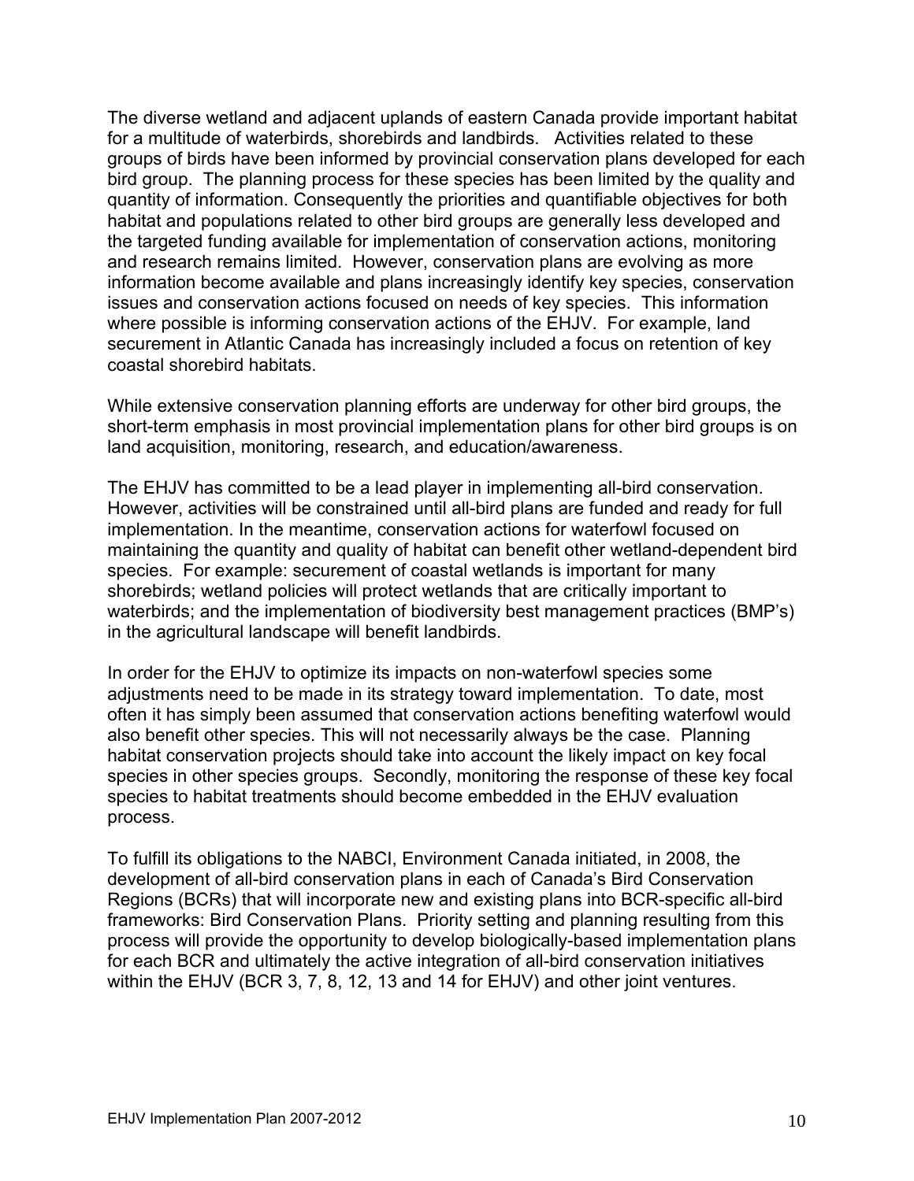The diverse wetland and adjacent uplands of eastern Canada provide important habitat for a multitude of waterbirds, shorebirds and landbirds. Activities related to these groups of birds have been informed by provincial conservation plans developed for each bird group. The planning process for these species has been limited by the quality and quantity of information. Consequently the priorities and quantifiable objectives for both habitat and populations related to other bird groups are generally less developed and the targeted funding available for implementation of conservation actions, monitoring and research remains limited. However, conservation plans are evolving as more information become available and plans increasingly identify key species, conservation issues and conservation actions focused on needs of key species. This information where possible is informing conservation actions of the EHJV. For example, land securement in Atlantic Canada has increasingly included a focus on retention of key coastal shorebird habitats.

While extensive conservation planning efforts are underway for other bird groups, the short-term emphasis in most provincial implementation plans for other bird groups is on land acquisition, monitoring, research, and education/awareness.

The EHJV has committed to be a lead player in implementing all-bird conservation. However, activities will be constrained until all-bird plans are funded and ready for full implementation. In the meantime, conservation actions for waterfowl focused on maintaining the quantity and quality of habitat can benefit other wetland-dependent bird species. For example: securement of coastal wetlands is important for many shorebirds; wetland policies will protect wetlands that are critically important to waterbirds; and the implementation of biodiversity best management practices (BMP's) in the agricultural landscape will benefit landbirds.

In order for the EHJV to optimize its impacts on non-waterfowl species some adjustments need to be made in its strategy toward implementation. To date, most often it has simply been assumed that conservation actions benefiting waterfowl would also benefit other species. This will not necessarily always be the case. Planning habitat conservation projects should take into account the likely impact on key focal species in other species groups. Secondly, monitoring the response of these key focal species to habitat treatments should become embedded in the EHJV evaluation process.

To fulfill its obligations to the NABCI, Environment Canada initiated, in 2008, the development of all-bird conservation plans in each of Canada's Bird Conservation Regions (BCRs) that will incorporate new and existing plans into BCR-specific all-bird frameworks: Bird Conservation Plans. Priority setting and planning resulting from this process will provide the opportunity to develop biologically-based implementation plans for each BCR and ultimately the active integration of all-bird conservation initiatives within the EHJV (BCR 3, 7, 8, 12, 13 and 14 for EHJV) and other joint ventures.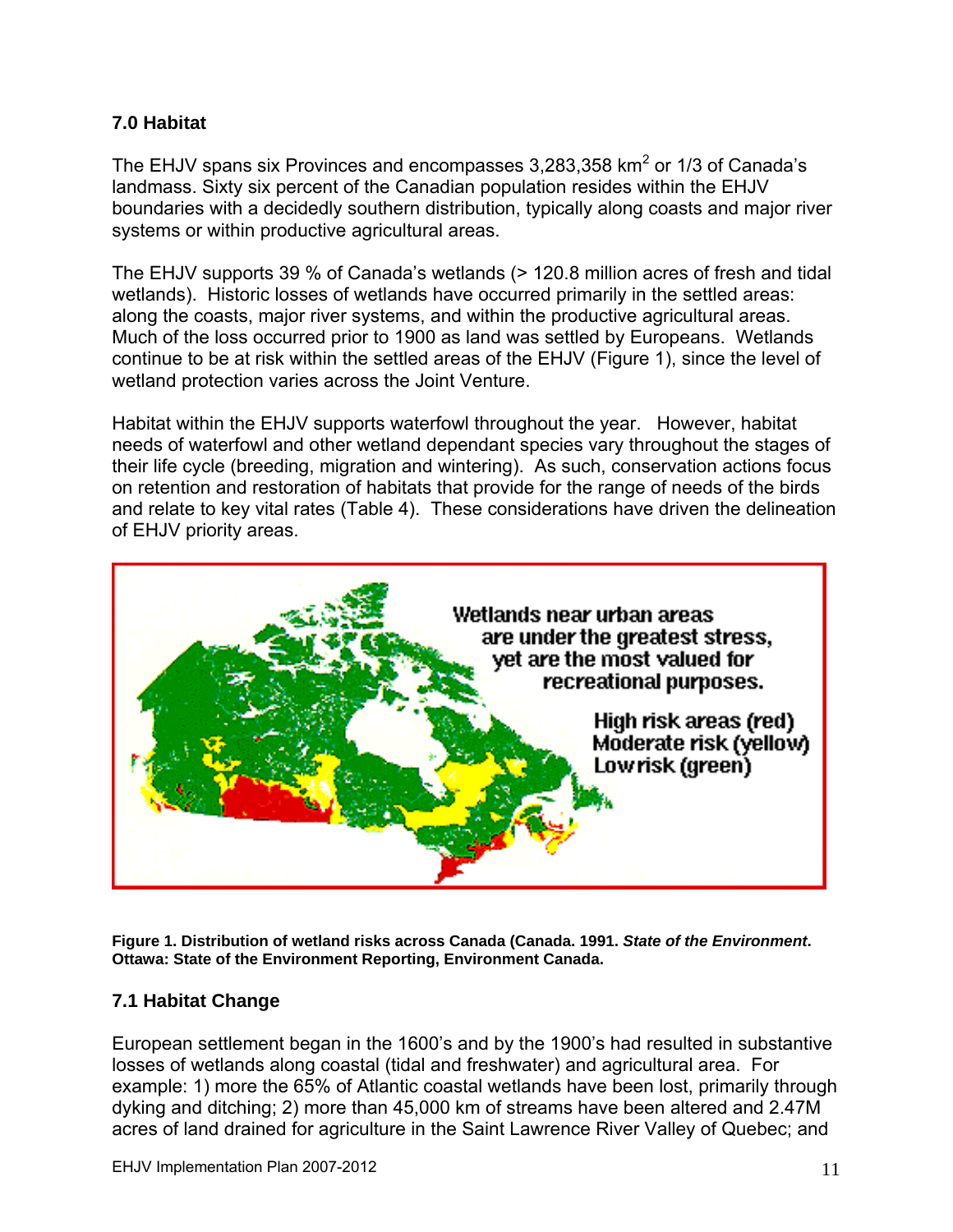## 7.0 Habitat

The EHJV spans six Provinces and encompasses 3,283,358 km$^2$ or 1/3 of Canada's landmass. Sixty six percent of the Canadian population resides within the EHJV boundaries with a decidedly southern distribution, typically along coasts and major river systems or within productive agricultural areas.

The EHJV supports 39 % of Canada's wetlands (> 120.8 million acres of fresh and tidal wetlands). Historic losses of wetlands have occurred primarily in the settled areas: along the coasts, major river systems, and within the productive agricultural areas. Much of the loss occurred prior to 1900 as land was settled by Europeans. Wetlands continue to be at risk within the settled areas of the EHJV (Figure 1), since the level of wetland protection varies across the Joint Venture.

Habitat within the EHJV supports waterfowl throughout the year. However, habitat needs of waterfowl and other wetland dependant species vary throughout the stages of their life cycle (breeding, migration and wintering). As such, conservation actions focus on retention and restoration of habitats that provide for the range of needs of the birds and relate to key vital rates (Table 4). These considerations have driven the delineation of EHJV priority areas.

**Figure 1. Distribution of wetland risks across Canada (Canada. 1991. *State of the Environment*. Ottawa: State of the Environment Reporting, Environment Canada.**

### 7.1 Habitat Change

European settlement began in the 1600's and by the 1900's had resulted in substantive losses of wetlands along coastal (tidal and freshwater) and agricultural area. For example: 1) more the 65% of Atlantic coastal wetlands have been lost, primarily through dyking and ditching; 2) more than 45,000 km of streams have been altered and 2.47M acres of land drained for agriculture in the Saint Lawrence River Valley of Quebec; and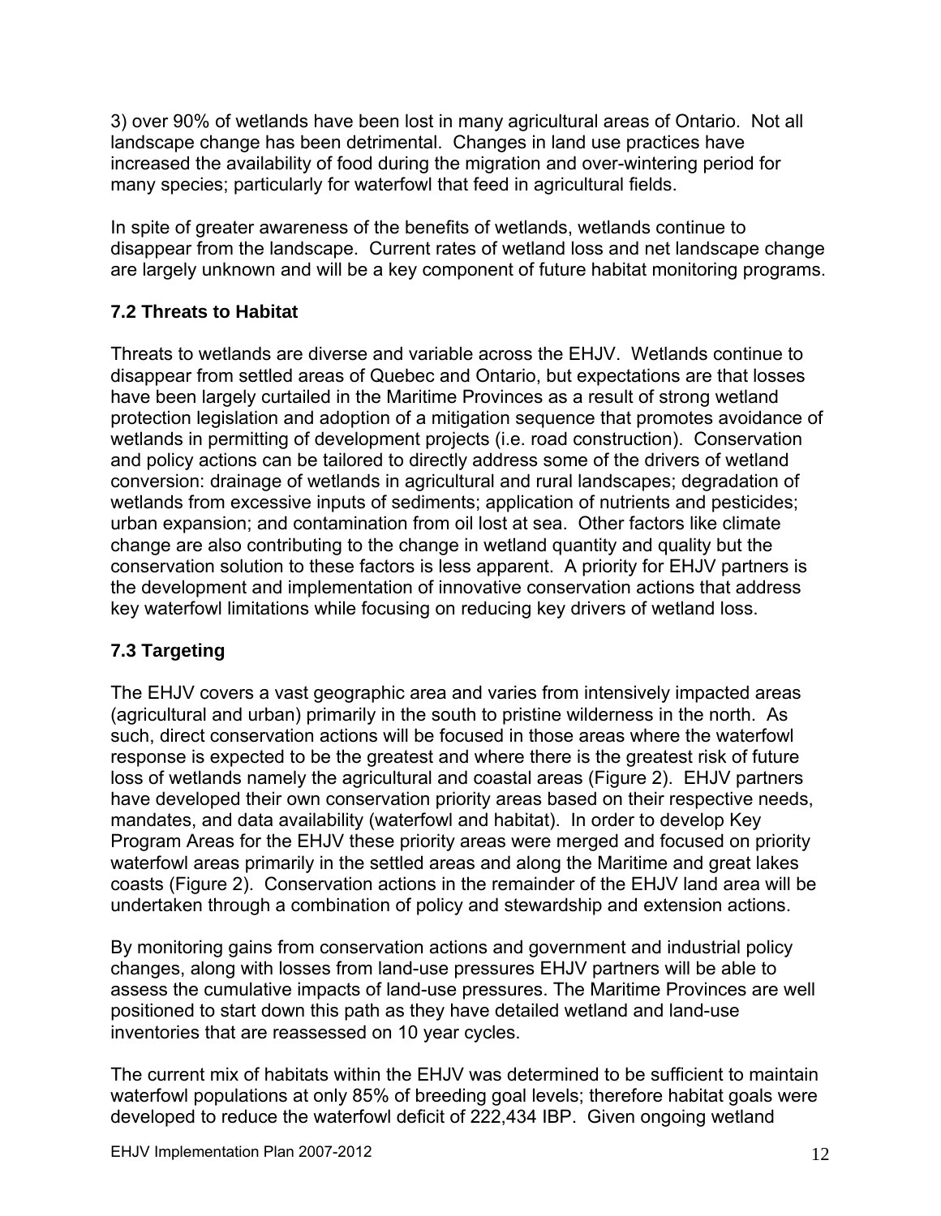3) over 90% of wetlands have been lost in many agricultural areas of Ontario. Not all landscape change has been detrimental. Changes in land use practices have increased the availability of food during the migration and over-wintering period for many species; particularly for waterfowl that feed in agricultural fields.

In spite of greater awareness of the benefits of wetlands, wetlands continue to disappear from the landscape. Current rates of wetland loss and net landscape change are largely unknown and will be a key component of future habitat monitoring programs.

### 7.2 Threats to Habitat

Threats to wetlands are diverse and variable across the EHJV. Wetlands continue to disappear from settled areas of Quebec and Ontario, but expectations are that losses have been largely curtailed in the Maritime Provinces as a result of strong wetland protection legislation and adoption of a mitigation sequence that promotes avoidance of wetlands in permitting of development projects (i.e. road construction). Conservation and policy actions can be tailored to directly address some of the drivers of wetland conversion: drainage of wetlands in agricultural and rural landscapes; degradation of wetlands from excessive inputs of sediments; application of nutrients and pesticides; urban expansion; and contamination from oil lost at sea. Other factors like climate change are also contributing to the change in wetland quantity and quality but the conservation solution to these factors is less apparent. A priority for EHJV partners is the development and implementation of innovative conservation actions that address key waterfowl limitations while focusing on reducing key drivers of wetland loss.

### 7.3 Targeting

The EHJV covers a vast geographic area and varies from intensively impacted areas (agricultural and urban) primarily in the south to pristine wilderness in the north. As such, direct conservation actions will be focused in those areas where the waterfowl response is expected to be the greatest and where there is the greatest risk of future loss of wetlands namely the agricultural and coastal areas (Figure 2). EHJV partners have developed their own conservation priority areas based on their respective needs, mandates, and data availability (waterfowl and habitat). In order to develop Key Program Areas for the EHJV these priority areas were merged and focused on priority waterfowl areas primarily in the settled areas and along the Maritime and great lakes coasts (Figure 2). Conservation actions in the remainder of the EHJV land area will be undertaken through a combination of policy and stewardship and extension actions.

By monitoring gains from conservation actions and government and industrial policy changes, along with losses from land-use pressures EHJV partners will be able to assess the cumulative impacts of land-use pressures. The Maritime Provinces are well positioned to start down this path as they have detailed wetland and land-use inventories that are reassessed on 10 year cycles.

The current mix of habitats within the EHJV was determined to be sufficient to maintain waterfowl populations at only 85% of breeding goal levels; therefore habitat goals were developed to reduce the waterfowl deficit of 222,434 IBP. Given ongoing wetland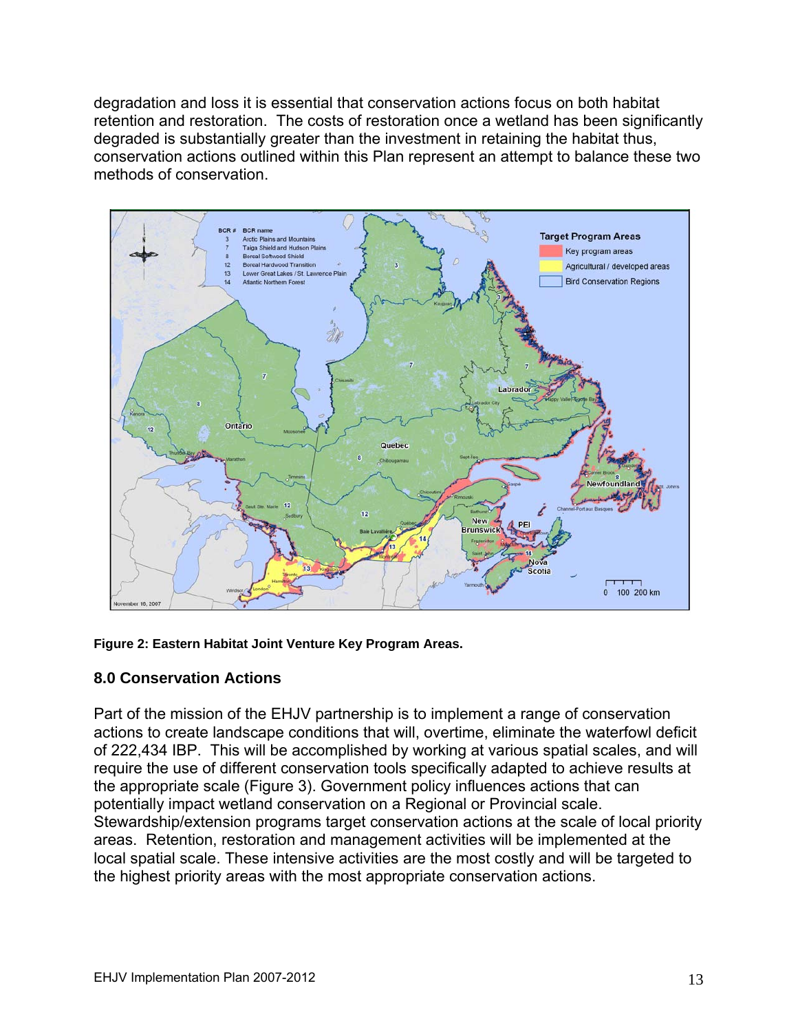degradation and loss it is essential that conservation actions focus on both habitat retention and restoration. The costs of restoration once a wetland has been significantly degraded is substantially greater than the investment in retaining the habitat thus, conservation actions outlined within this Plan represent an attempt to balance these two methods of conservation.

**Figure 2: Eastern Habitat Joint Venture Key Program Areas.**

## 8.0 Conservation Actions

Part of the mission of the EHJV partnership is to implement a range of conservation actions to create landscape conditions that will, overtime, eliminate the waterfowl deficit of 222,434 IBP. This will be accomplished by working at various spatial scales, and will require the use of different conservation tools specifically adapted to achieve results at the appropriate scale (Figure 3). Government policy influences actions that can potentially impact wetland conservation on a Regional or Provincial scale. Stewardship/extension programs target conservation actions at the scale of local priority areas. Retention, restoration and management activities will be implemented at the local spatial scale. These intensive activities are the most costly and will be targeted to the highest priority areas with the most appropriate conservation actions.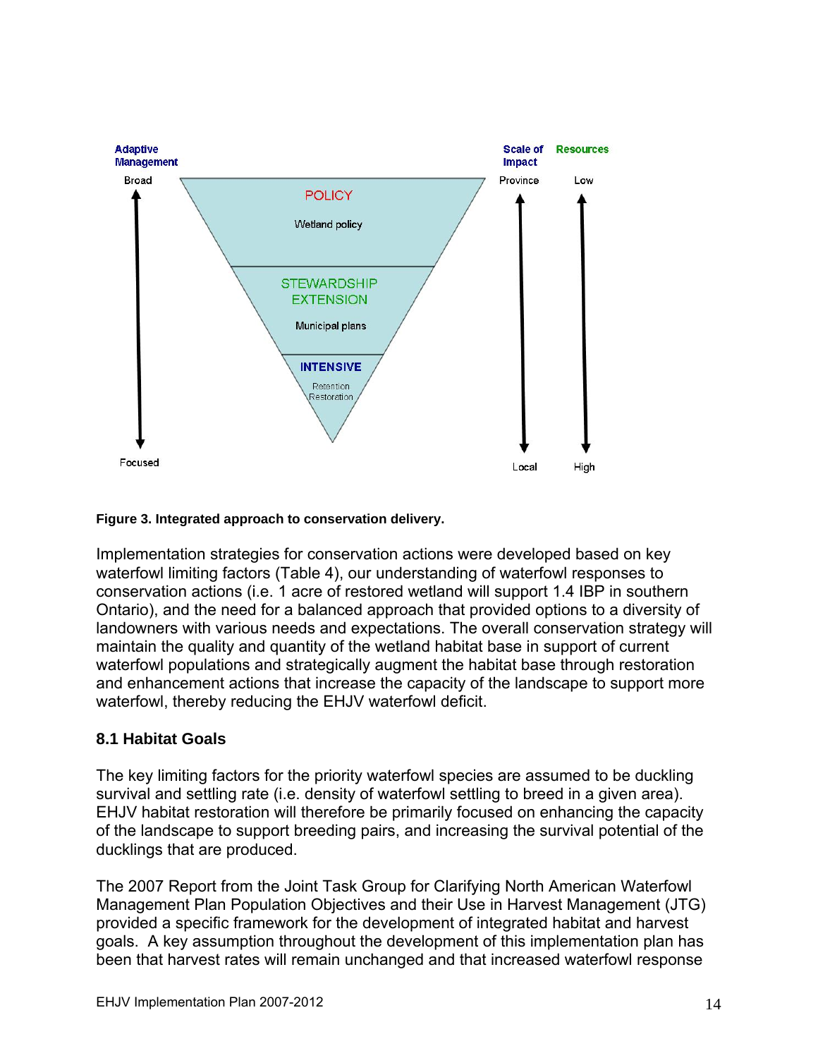**Figure 3. Integrated approach to conservation delivery.**

Implementation strategies for conservation actions were developed based on key waterfowl limiting factors (Table 4), our understanding of waterfowl responses to conservation actions (i.e. 1 acre of restored wetland will support 1.4 IBP in southern Ontario), and the need for a balanced approach that provided options to a diversity of landowners with various needs and expectations. The overall conservation strategy will maintain the quality and quantity of the wetland habitat base in support of current waterfowl populations and strategically augment the habitat base through restoration and enhancement actions that increase the capacity of the landscape to support more waterfowl, thereby reducing the EHJV waterfowl deficit.

## 8.1 Habitat Goals

The key limiting factors for the priority waterfowl species are assumed to be duckling survival and settling rate (i.e. density of waterfowl settling to breed in a given area). EHJV habitat restoration will therefore be primarily focused on enhancing the capacity of the landscape to support breeding pairs, and increasing the survival potential of the ducklings that are produced.

The 2007 Report from the Joint Task Group for Clarifying North American Waterfowl Management Plan Population Objectives and their Use in Harvest Management (JTG) provided a specific framework for the development of integrated habitat and harvest goals. A key assumption throughout the development of this implementation plan has been that harvest rates will remain unchanged and that increased waterfowl response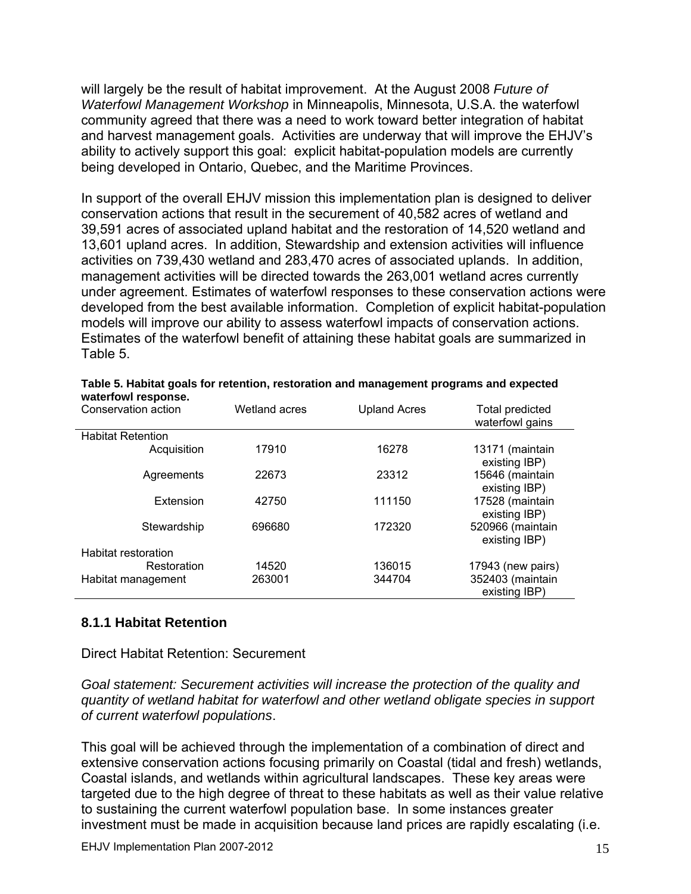will largely be the result of habitat improvement. At the August 2008 *Future of Waterfowl Management Workshop* in Minneapolis, Minnesota, U.S.A. the waterfowl community agreed that there was a need to work toward better integration of habitat and harvest management goals. Activities are underway that will improve the EHJV's ability to actively support this goal: explicit habitat-population models are currently being developed in Ontario, Quebec, and the Maritime Provinces.

In support of the overall EHJV mission this implementation plan is designed to deliver conservation actions that result in the securement of 40,582 acres of wetland and 39,591 acres of associated upland habitat and the restoration of 14,520 wetland and 13,601 upland acres. In addition, Stewardship and extension activities will influence activities on 739,430 wetland and 283,470 acres of associated uplands. In addition, management activities will be directed towards the 263,001 wetland acres currently under agreement. Estimates of waterfowl responses to these conservation actions were developed from the best available information. Completion of explicit habitat-population models will improve our ability to assess waterfowl impacts of conservation actions. Estimates of the waterfowl benefit of attaining these habitat goals are summarized in Table 5.

**Table 5. Habitat goals for retention, restoration and management programs and expected waterfowl response.**

| Conservation action | Wetland acres | Upland Acres | Total predicted waterfowl gains |
|---|---|---|---|
| Habitat Retention | | | |
| Acquisition | 17910 | 16278 | 13171 (maintain existing IBP) |
| Agreements | 22673 | 23312 | 15646 (maintain existing IBP) |
| Extension | 42750 | 111150 | 17528 (maintain existing IBP) |
| Stewardship | 696680 | 172320 | 520966 (maintain existing IBP) |
| Habitat restoration | | | |
| Restoration | 14520 | 136015 | 17943 (new pairs) |
| Habitat management | 263001 | 344704 | 352403 (maintain existing IBP) |

### 8.1.1 Habitat Retention

Direct Habitat Retention: Securement

*Goal statement: Securement activities will increase the protection of the quality and quantity of wetland habitat for waterfowl and other wetland obligate species in support of current waterfowl populations*.

This goal will be achieved through the implementation of a combination of direct and extensive conservation actions focusing primarily on Coastal (tidal and fresh) wetlands, Coastal islands, and wetlands within agricultural landscapes. These key areas were targeted due to the high degree of threat to these habitats as well as their value relative to sustaining the current waterfowl population base. In some instances greater investment must be made in acquisition because land prices are rapidly escalating (i.e.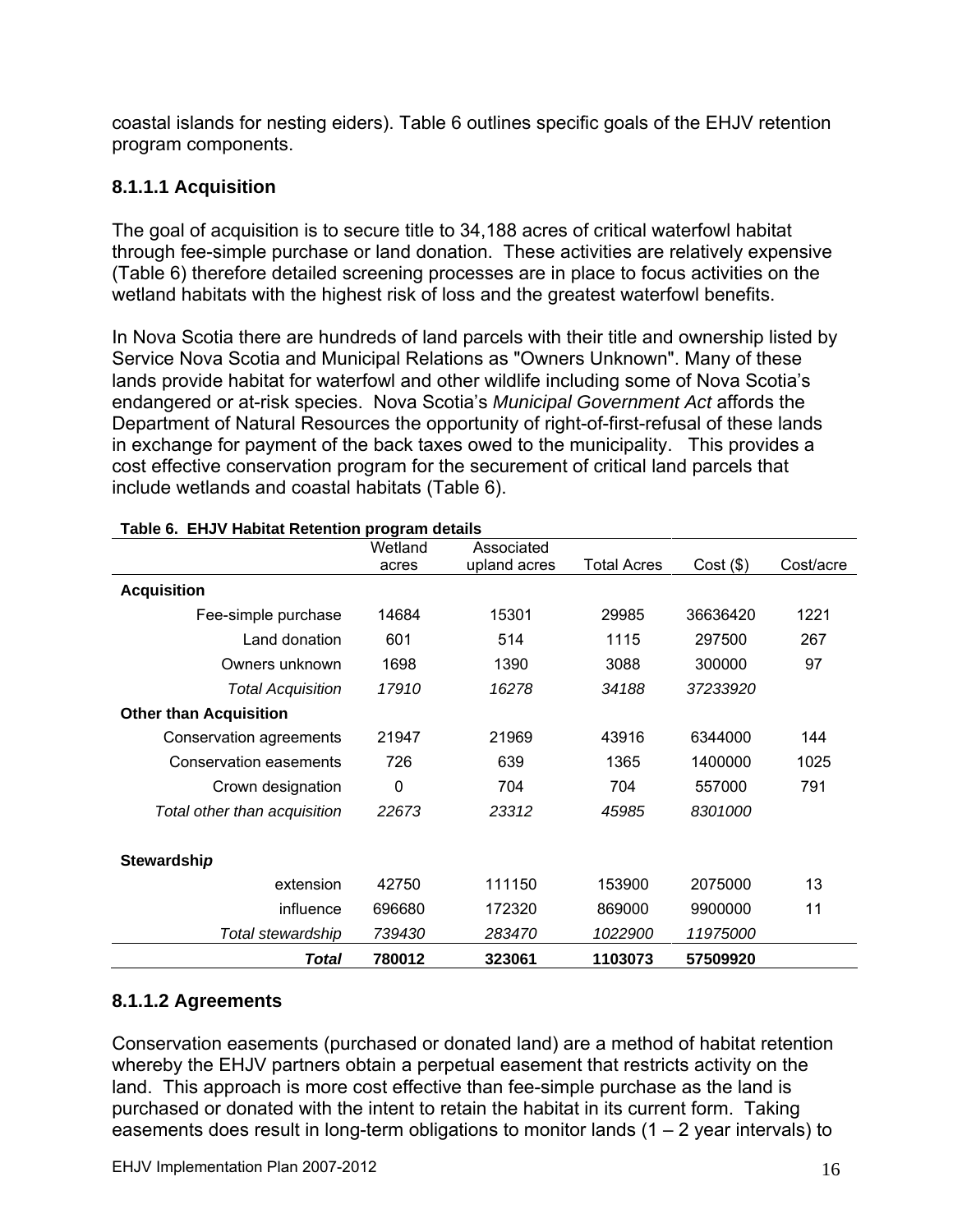coastal islands for nesting eiders). Table 6 outlines specific goals of the EHJV retention program components.

### 8.1.1.1 Acquisition

The goal of acquisition is to secure title to 34,188 acres of critical waterfowl habitat through fee-simple purchase or land donation. These activities are relatively expensive (Table 6) therefore detailed screening processes are in place to focus activities on the wetland habitats with the highest risk of loss and the greatest waterfowl benefits.

In Nova Scotia there are hundreds of land parcels with their title and ownership listed by Service Nova Scotia and Municipal Relations as "Owners Unknown". Many of these lands provide habitat for waterfowl and other wildlife including some of Nova Scotia's endangered or at-risk species. Nova Scotia's *Municipal Government Act* affords the Department of Natural Resources the opportunity of right-of-first-refusal of these lands in exchange for payment of the back taxes owed to the municipality. This provides a cost effective conservation program for the securement of critical land parcels that include wetlands and coastal habitats (Table 6).

**Table 6. EHJV Habitat Retention program details**

| | Wetland acres | Associated upland acres | Total Acres | Cost ($) | Cost/acre |
|---|---|---|---|---|---|
| **Acquisition** | | | | | |
| Fee-simple purchase | 14684 | 15301 | 29985 | 36636420 | 1221 |
| Land donation | 601 | 514 | 1115 | 297500 | 267 |
| Owners unknown | 1698 | 1390 | 3088 | 300000 | 97 |
| *Total Acquisition* | *17910* | *16278* | *34188* | *37233920* | |
| **Other than Acquisition** | | | | | |
| Conservation agreements | 21947 | 21969 | 43916 | 6344000 | 144 |
| Conservation easements | 726 | 639 | 1365 | 1400000 | 1025 |
| Crown designation | 0 | 704 | 704 | 557000 | 791 |
| *Total other than acquisition* | *22673* | *23312* | *45985* | *8301000* | |
| **Stewardship** | | | | | |
| extension | 42750 | 111150 | 153900 | 2075000 | 13 |
| influence | 696680 | 172320 | 869000 | 9900000 | 11 |
| *Total stewardship* | *739430* | *283470* | *1022900* | *11975000* | |
| ***Total*** | **780012** | **323061** | **1103073** | **57509920** | |

### 8.1.1.2 Agreements

Conservation easements (purchased or donated land) are a method of habitat retention whereby the EHJV partners obtain a perpetual easement that restricts activity on the land. This approach is more cost effective than fee-simple purchase as the land is purchased or donated with the intent to retain the habitat in its current form. Taking easements does result in long-term obligations to monitor lands (1 – 2 year intervals) to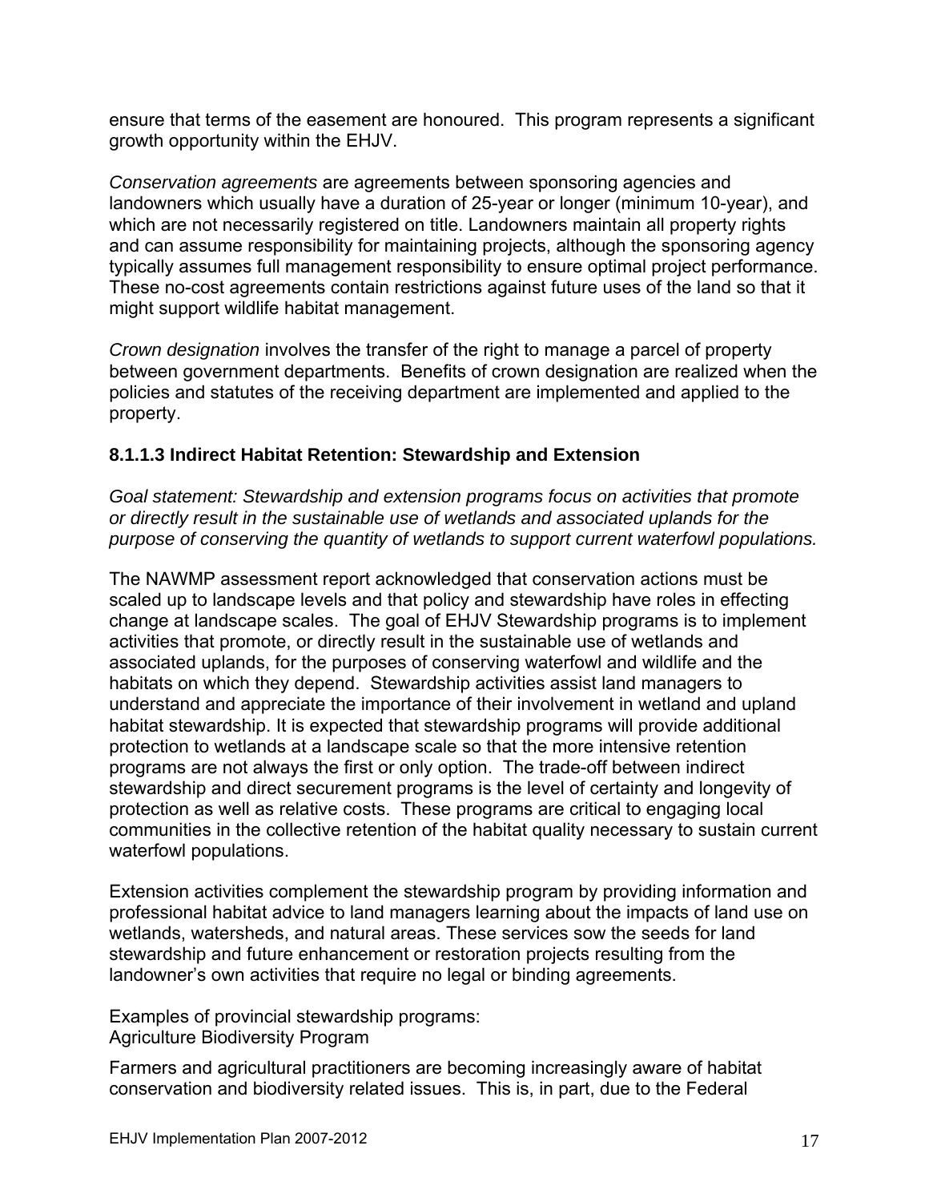ensure that terms of the easement are honoured. This program represents a significant growth opportunity within the EHJV.

*Conservation agreements* are agreements between sponsoring agencies and landowners which usually have a duration of 25-year or longer (minimum 10-year), and which are not necessarily registered on title. Landowners maintain all property rights and can assume responsibility for maintaining projects, although the sponsoring agency typically assumes full management responsibility to ensure optimal project performance. These no-cost agreements contain restrictions against future uses of the land so that it might support wildlife habitat management.

*Crown designation* involves the transfer of the right to manage a parcel of property between government departments. Benefits of crown designation are realized when the policies and statutes of the receiving department are implemented and applied to the property.

#### 8.1.1.3 Indirect Habitat Retention: Stewardship and Extension

*Goal statement: Stewardship and extension programs focus on activities that promote or directly result in the sustainable use of wetlands and associated uplands for the purpose of conserving the quantity of wetlands to support current waterfowl populations.*

The NAWMP assessment report acknowledged that conservation actions must be scaled up to landscape levels and that policy and stewardship have roles in effecting change at landscape scales. The goal of EHJV Stewardship programs is to implement activities that promote, or directly result in the sustainable use of wetlands and associated uplands, for the purposes of conserving waterfowl and wildlife and the habitats on which they depend. Stewardship activities assist land managers to understand and appreciate the importance of their involvement in wetland and upland habitat stewardship. It is expected that stewardship programs will provide additional protection to wetlands at a landscape scale so that the more intensive retention programs are not always the first or only option. The trade-off between indirect stewardship and direct securement programs is the level of certainty and longevity of protection as well as relative costs. These programs are critical to engaging local communities in the collective retention of the habitat quality necessary to sustain current waterfowl populations.

Extension activities complement the stewardship program by providing information and professional habitat advice to land managers learning about the impacts of land use on wetlands, watersheds, and natural areas. These services sow the seeds for land stewardship and future enhancement or restoration projects resulting from the landowner's own activities that require no legal or binding agreements.

Examples of provincial stewardship programs:
Agriculture Biodiversity Program

Farmers and agricultural practitioners are becoming increasingly aware of habitat conservation and biodiversity related issues. This is, in part, due to the Federal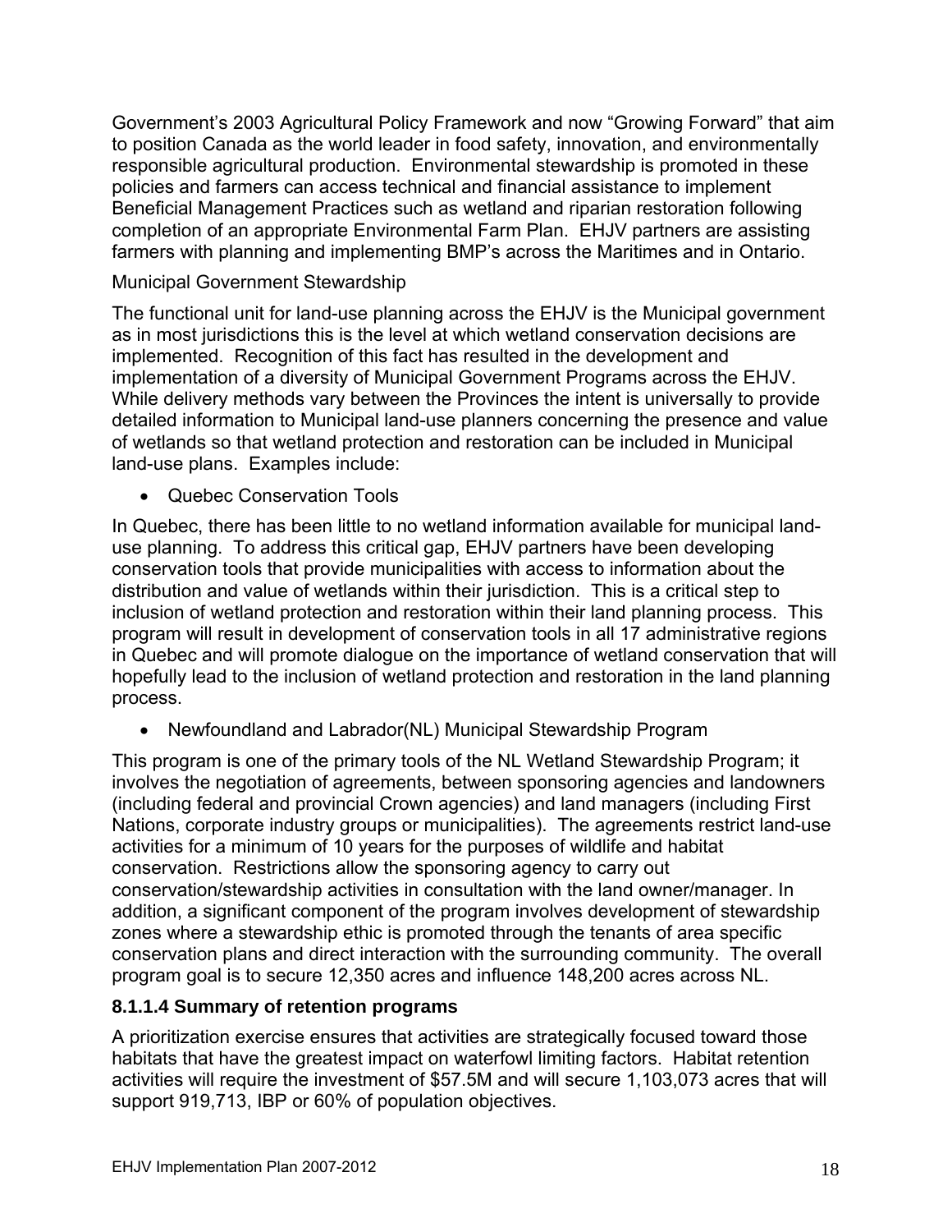Government's 2003 Agricultural Policy Framework and now "Growing Forward" that aim to position Canada as the world leader in food safety, innovation, and environmentally responsible agricultural production. Environmental stewardship is promoted in these policies and farmers can access technical and financial assistance to implement Beneficial Management Practices such as wetland and riparian restoration following completion of an appropriate Environmental Farm Plan. EHJV partners are assisting farmers with planning and implementing BMP's across the Maritimes and in Ontario.

Municipal Government Stewardship

The functional unit for land-use planning across the EHJV is the Municipal government as in most jurisdictions this is the level at which wetland conservation decisions are implemented. Recognition of this fact has resulted in the development and implementation of a diversity of Municipal Government Programs across the EHJV. While delivery methods vary between the Provinces the intent is universally to provide detailed information to Municipal land-use planners concerning the presence and value of wetlands so that wetland protection and restoration can be included in Municipal land-use plans. Examples include:

- Quebec Conservation Tools

In Quebec, there has been little to no wetland information available for municipal land-use planning. To address this critical gap, EHJV partners have been developing conservation tools that provide municipalities with access to information about the distribution and value of wetlands within their jurisdiction. This is a critical step to inclusion of wetland protection and restoration within their land planning process. This program will result in development of conservation tools in all 17 administrative regions in Quebec and will promote dialogue on the importance of wetland conservation that will hopefully lead to the inclusion of wetland protection and restoration in the land planning process.

- Newfoundland and Labrador(NL) Municipal Stewardship Program

This program is one of the primary tools of the NL Wetland Stewardship Program; it involves the negotiation of agreements, between sponsoring agencies and landowners (including federal and provincial Crown agencies) and land managers (including First Nations, corporate industry groups or municipalities). The agreements restrict land-use activities for a minimum of 10 years for the purposes of wildlife and habitat conservation. Restrictions allow the sponsoring agency to carry out conservation/stewardship activities in consultation with the land owner/manager. In addition, a significant component of the program involves development of stewardship zones where a stewardship ethic is promoted through the tenants of area specific conservation plans and direct interaction with the surrounding community. The overall program goal is to secure 12,350 acres and influence 148,200 acres across NL.

#### 8.1.1.4 Summary of retention programs

A prioritization exercise ensures that activities are strategically focused toward those habitats that have the greatest impact on waterfowl limiting factors. Habitat retention activities will require the investment of $57.5M and will secure 1,103,073 acres that will support 919,713, IBP or 60% of population objectives.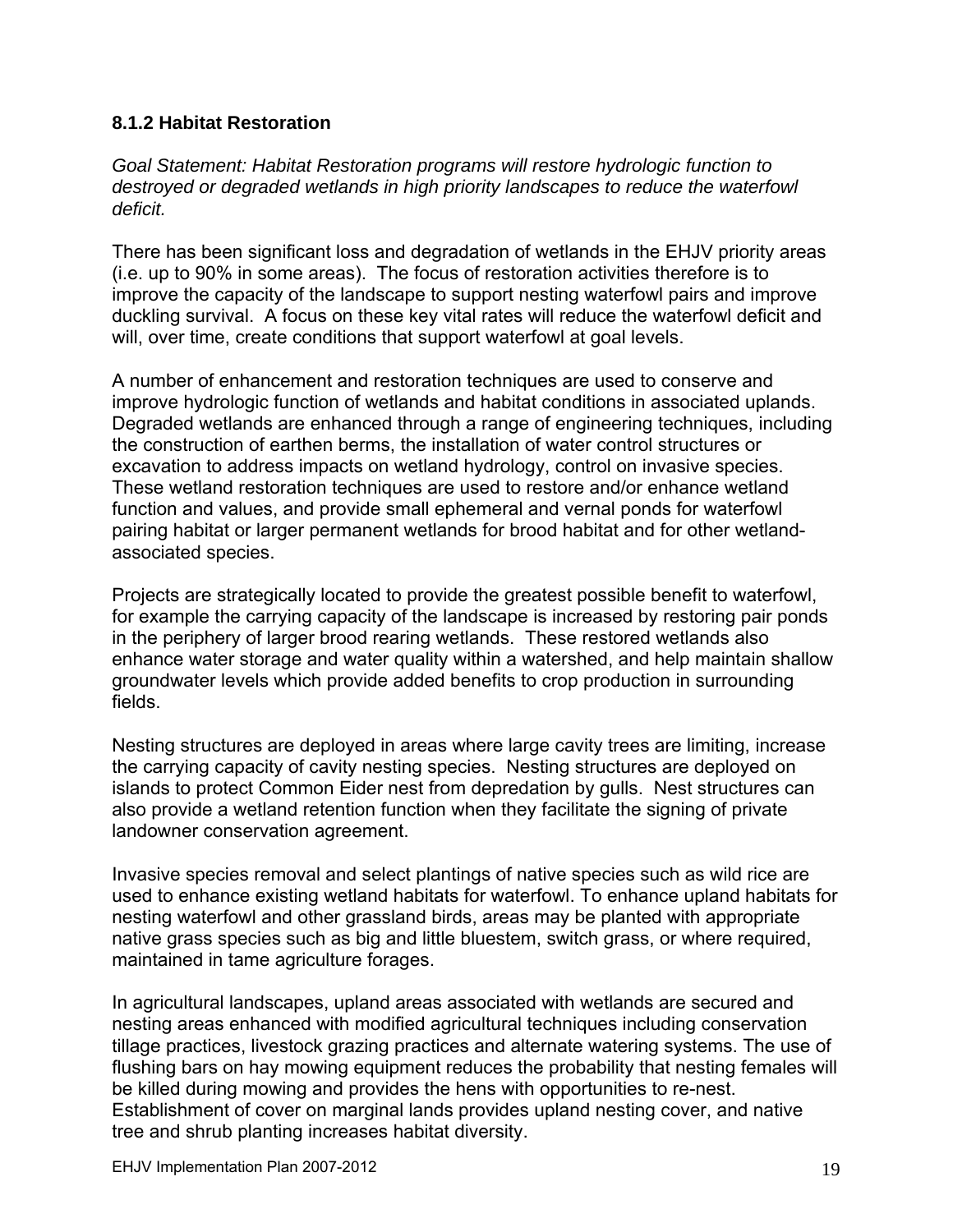### 8.1.2 Habitat Restoration

*Goal Statement: Habitat Restoration programs will restore hydrologic function to destroyed or degraded wetlands in high priority landscapes to reduce the waterfowl deficit.*

There has been significant loss and degradation of wetlands in the EHJV priority areas (i.e. up to 90% in some areas). The focus of restoration activities therefore is to improve the capacity of the landscape to support nesting waterfowl pairs and improve duckling survival. A focus on these key vital rates will reduce the waterfowl deficit and will, over time, create conditions that support waterfowl at goal levels.

A number of enhancement and restoration techniques are used to conserve and improve hydrologic function of wetlands and habitat conditions in associated uplands. Degraded wetlands are enhanced through a range of engineering techniques, including the construction of earthen berms, the installation of water control structures or excavation to address impacts on wetland hydrology, control on invasive species. These wetland restoration techniques are used to restore and/or enhance wetland function and values, and provide small ephemeral and vernal ponds for waterfowl pairing habitat or larger permanent wetlands for brood habitat and for other wetland-associated species.

Projects are strategically located to provide the greatest possible benefit to waterfowl, for example the carrying capacity of the landscape is increased by restoring pair ponds in the periphery of larger brood rearing wetlands. These restored wetlands also enhance water storage and water quality within a watershed, and help maintain shallow groundwater levels which provide added benefits to crop production in surrounding fields.

Nesting structures are deployed in areas where large cavity trees are limiting, increase the carrying capacity of cavity nesting species. Nesting structures are deployed on islands to protect Common Eider nest from depredation by gulls. Nest structures can also provide a wetland retention function when they facilitate the signing of private landowner conservation agreement.

Invasive species removal and select plantings of native species such as wild rice are used to enhance existing wetland habitats for waterfowl. To enhance upland habitats for nesting waterfowl and other grassland birds, areas may be planted with appropriate native grass species such as big and little bluestem, switch grass, or where required, maintained in tame agriculture forages.

In agricultural landscapes, upland areas associated with wetlands are secured and nesting areas enhanced with modified agricultural techniques including conservation tillage practices, livestock grazing practices and alternate watering systems. The use of flushing bars on hay mowing equipment reduces the probability that nesting females will be killed during mowing and provides the hens with opportunities to re-nest. Establishment of cover on marginal lands provides upland nesting cover, and native tree and shrub planting increases habitat diversity.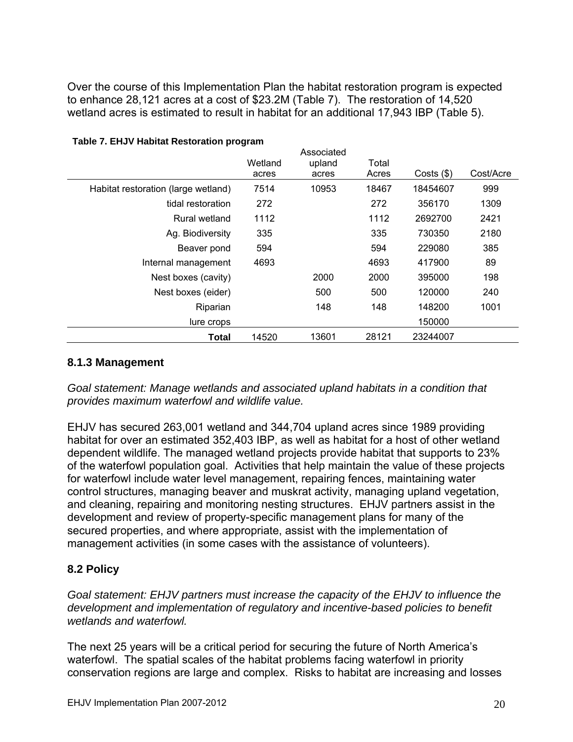Over the course of this Implementation Plan the habitat restoration program is expected to enhance 28,121 acres at a cost of $23.2M (Table 7). The restoration of 14,520 wetland acres is estimated to result in habitat for an additional 17,943 IBP (Table 5).

**Table 7. EHJV Habitat Restoration program**

| | Wetland acres | Associated upland acres | Total Acres | Costs ($) | Cost/Acre |
|---|---|---|---|---|---|
| Habitat restoration (large wetland) | 7514 | 10953 | 18467 | 18454607 | 999 |
| tidal restoration | 272 | | 272 | 356170 | 1309 |
| Rural wetland | 1112 | | 1112 | 2692700 | 2421 |
| Ag. Biodiversity | 335 | | 335 | 730350 | 2180 |
| Beaver pond | 594 | | 594 | 229080 | 385 |
| Internal management | 4693 | | 4693 | 417900 | 89 |
| Nest boxes (cavity) | | 2000 | 2000 | 395000 | 198 |
| Nest boxes (eider) | | 500 | 500 | 120000 | 240 |
| Riparian | | 148 | 148 | 148200 | 1001 |
| lure crops | | | | 150000 | |
| **Total** | 14520 | 13601 | 28121 | 23244007 | |

### 8.1.3 Management

*Goal statement: Manage wetlands and associated upland habitats in a condition that provides maximum waterfowl and wildlife value.*

EHJV has secured 263,001 wetland and 344,704 upland acres since 1989 providing habitat for over an estimated 352,403 IBP, as well as habitat for a host of other wetland dependent wildlife. The managed wetland projects provide habitat that supports to 23% of the waterfowl population goal. Activities that help maintain the value of these projects for waterfowl include water level management, repairing fences, maintaining water control structures, managing beaver and muskrat activity, managing upland vegetation, and cleaning, repairing and monitoring nesting structures. EHJV partners assist in the development and review of property-specific management plans for many of the secured properties, and where appropriate, assist with the implementation of management activities (in some cases with the assistance of volunteers).

## 8.2 Policy

*Goal statement: EHJV partners must increase the capacity of the EHJV to influence the development and implementation of regulatory and incentive-based policies to benefit wetlands and waterfowl.*

The next 25 years will be a critical period for securing the future of North America's waterfowl. The spatial scales of the habitat problems facing waterfowl in priority conservation regions are large and complex. Risks to habitat are increasing and losses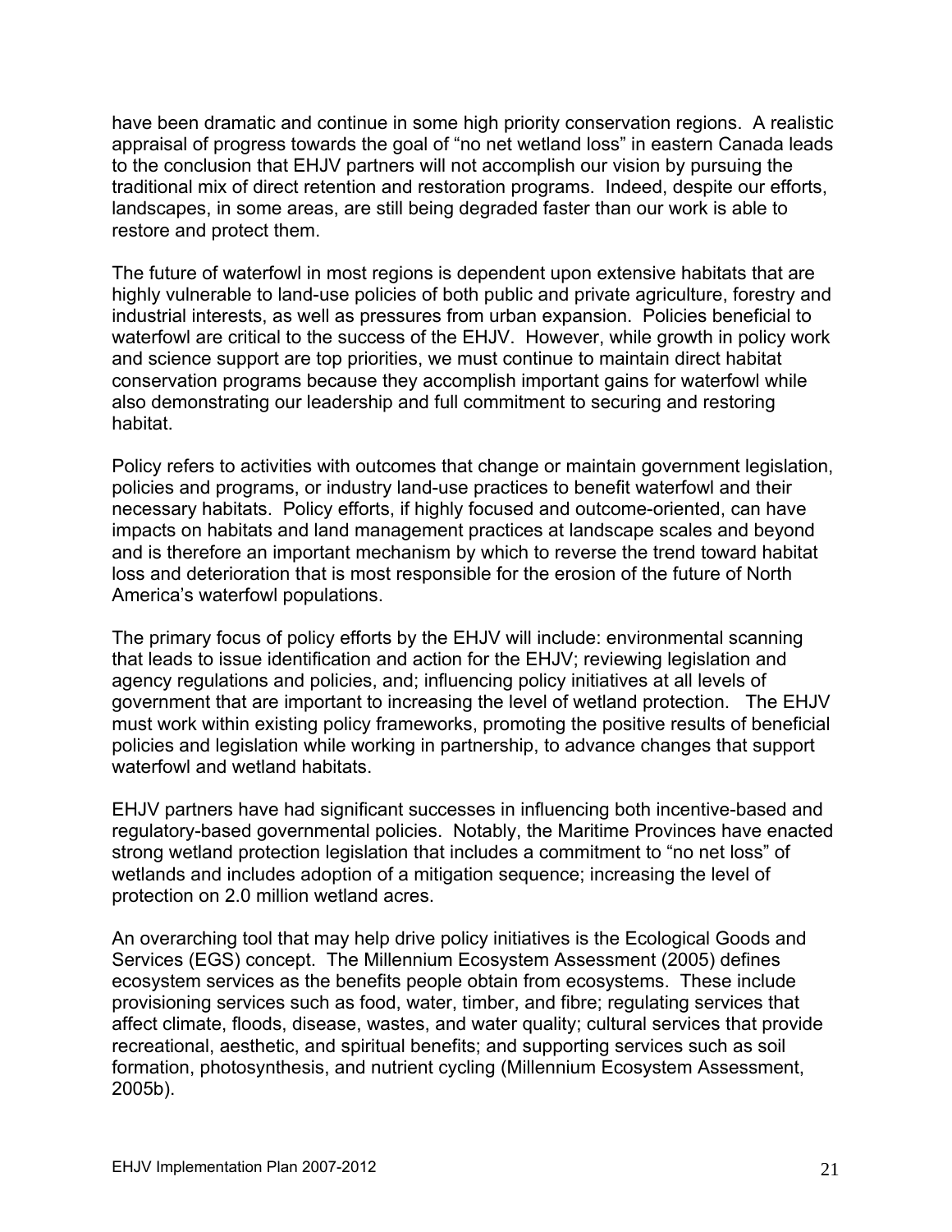have been dramatic and continue in some high priority conservation regions. A realistic appraisal of progress towards the goal of "no net wetland loss" in eastern Canada leads to the conclusion that EHJV partners will not accomplish our vision by pursuing the traditional mix of direct retention and restoration programs. Indeed, despite our efforts, landscapes, in some areas, are still being degraded faster than our work is able to restore and protect them.

The future of waterfowl in most regions is dependent upon extensive habitats that are highly vulnerable to land-use policies of both public and private agriculture, forestry and industrial interests, as well as pressures from urban expansion. Policies beneficial to waterfowl are critical to the success of the EHJV. However, while growth in policy work and science support are top priorities, we must continue to maintain direct habitat conservation programs because they accomplish important gains for waterfowl while also demonstrating our leadership and full commitment to securing and restoring habitat.

Policy refers to activities with outcomes that change or maintain government legislation, policies and programs, or industry land-use practices to benefit waterfowl and their necessary habitats. Policy efforts, if highly focused and outcome-oriented, can have impacts on habitats and land management practices at landscape scales and beyond and is therefore an important mechanism by which to reverse the trend toward habitat loss and deterioration that is most responsible for the erosion of the future of North America's waterfowl populations.

The primary focus of policy efforts by the EHJV will include: environmental scanning that leads to issue identification and action for the EHJV; reviewing legislation and agency regulations and policies, and; influencing policy initiatives at all levels of government that are important to increasing the level of wetland protection. The EHJV must work within existing policy frameworks, promoting the positive results of beneficial policies and legislation while working in partnership, to advance changes that support waterfowl and wetland habitats.

EHJV partners have had significant successes in influencing both incentive-based and regulatory-based governmental policies. Notably, the Maritime Provinces have enacted strong wetland protection legislation that includes a commitment to "no net loss" of wetlands and includes adoption of a mitigation sequence; increasing the level of protection on 2.0 million wetland acres.

An overarching tool that may help drive policy initiatives is the Ecological Goods and Services (EGS) concept. The Millennium Ecosystem Assessment (2005) defines ecosystem services as the benefits people obtain from ecosystems. These include provisioning services such as food, water, timber, and fibre; regulating services that affect climate, floods, disease, wastes, and water quality; cultural services that provide recreational, aesthetic, and spiritual benefits; and supporting services such as soil formation, photosynthesis, and nutrient cycling (Millennium Ecosystem Assessment, 2005b).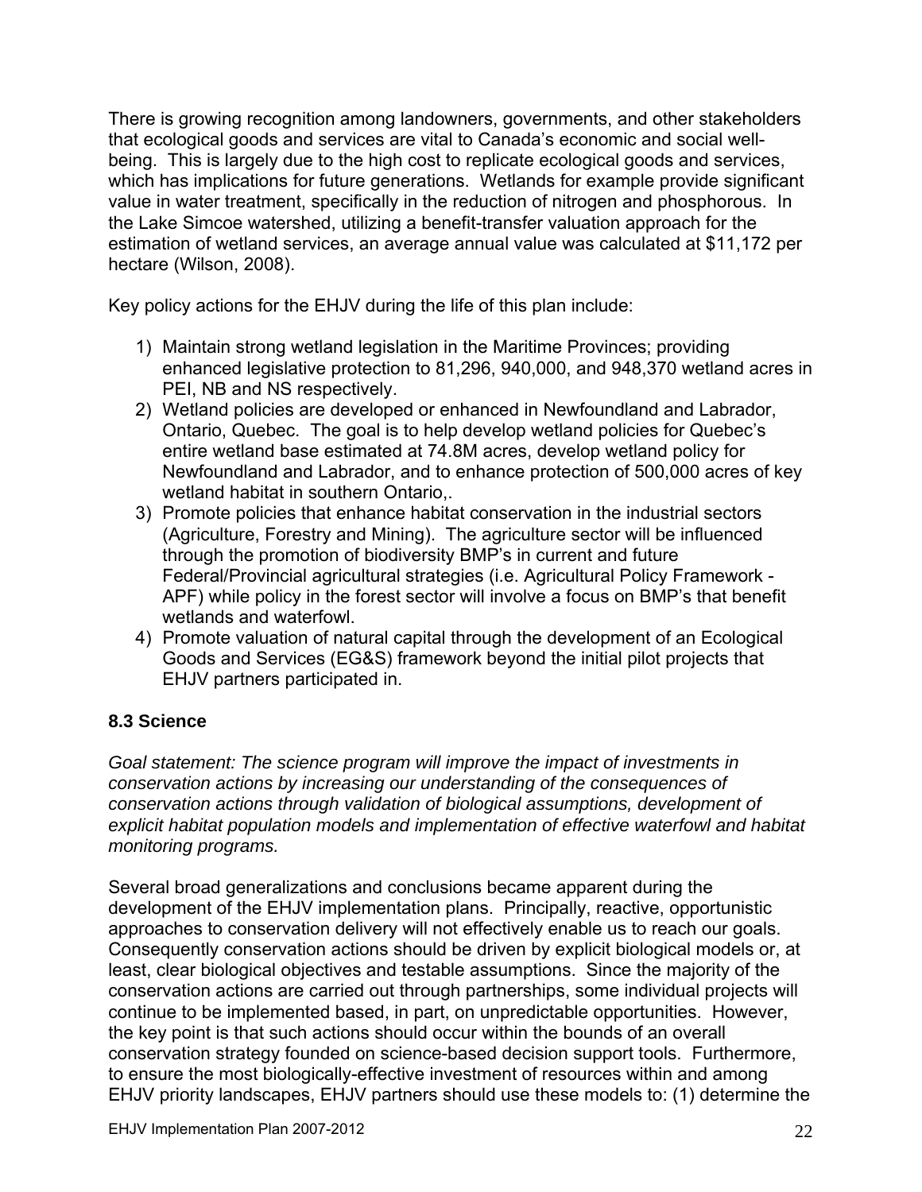There is growing recognition among landowners, governments, and other stakeholders that ecological goods and services are vital to Canada's economic and social well-being. This is largely due to the high cost to replicate ecological goods and services, which has implications for future generations. Wetlands for example provide significant value in water treatment, specifically in the reduction of nitrogen and phosphorous. In the Lake Simcoe watershed, utilizing a benefit-transfer valuation approach for the estimation of wetland services, an average annual value was calculated at $11,172 per hectare (Wilson, 2008).

Key policy actions for the EHJV during the life of this plan include:

1) Maintain strong wetland legislation in the Maritime Provinces; providing enhanced legislative protection to 81,296, 940,000, and 948,370 wetland acres in PEI, NB and NS respectively.
2) Wetland policies are developed or enhanced in Newfoundland and Labrador, Ontario, Quebec. The goal is to help develop wetland policies for Quebec's entire wetland base estimated at 74.8M acres, develop wetland policy for Newfoundland and Labrador, and to enhance protection of 500,000 acres of key wetland habitat in southern Ontario,.
3) Promote policies that enhance habitat conservation in the industrial sectors (Agriculture, Forestry and Mining). The agriculture sector will be influenced through the promotion of biodiversity BMP's in current and future Federal/Provincial agricultural strategies (i.e. Agricultural Policy Framework - APF) while policy in the forest sector will involve a focus on BMP's that benefit wetlands and waterfowl.
4) Promote valuation of natural capital through the development of an Ecological Goods and Services (EG&S) framework beyond the initial pilot projects that EHJV partners participated in.

### 8.3 Science

*Goal statement: The science program will improve the impact of investments in conservation actions by increasing our understanding of the consequences of conservation actions through validation of biological assumptions, development of explicit habitat population models and implementation of effective waterfowl and habitat monitoring programs.*

Several broad generalizations and conclusions became apparent during the development of the EHJV implementation plans. Principally, reactive, opportunistic approaches to conservation delivery will not effectively enable us to reach our goals. Consequently conservation actions should be driven by explicit biological models or, at least, clear biological objectives and testable assumptions. Since the majority of the conservation actions are carried out through partnerships, some individual projects will continue to be implemented based, in part, on unpredictable opportunities. However, the key point is that such actions should occur within the bounds of an overall conservation strategy founded on science-based decision support tools. Furthermore, to ensure the most biologically-effective investment of resources within and among EHJV priority landscapes, EHJV partners should use these models to: (1) determine the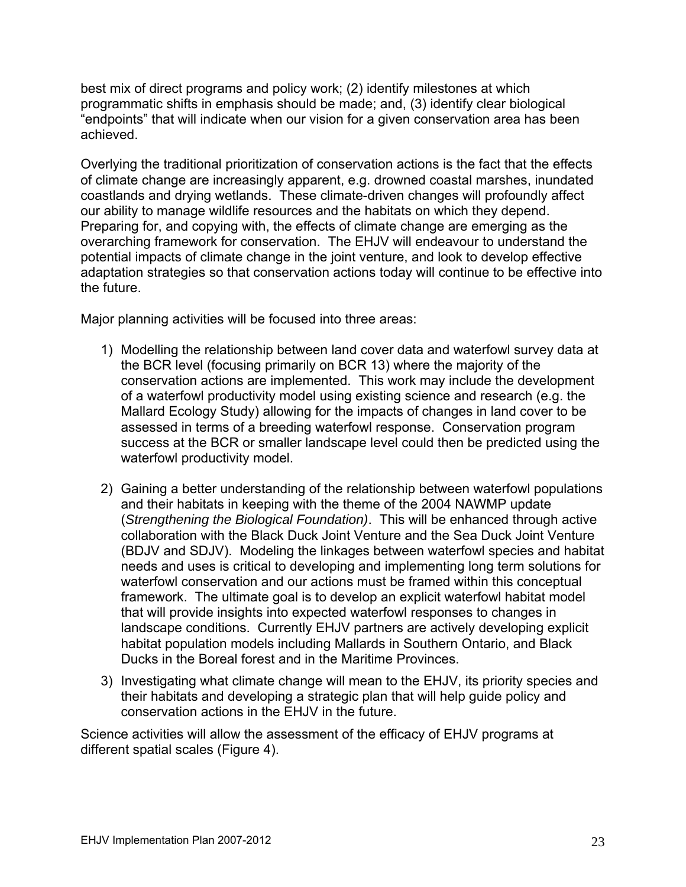best mix of direct programs and policy work; (2) identify milestones at which programmatic shifts in emphasis should be made; and, (3) identify clear biological "endpoints" that will indicate when our vision for a given conservation area has been achieved.

Overlying the traditional prioritization of conservation actions is the fact that the effects of climate change are increasingly apparent, e.g. drowned coastal marshes, inundated coastlands and drying wetlands. These climate-driven changes will profoundly affect our ability to manage wildlife resources and the habitats on which they depend. Preparing for, and copying with, the effects of climate change are emerging as the overarching framework for conservation. The EHJV will endeavour to understand the potential impacts of climate change in the joint venture, and look to develop effective adaptation strategies so that conservation actions today will continue to be effective into the future.

Major planning activities will be focused into three areas:

1) Modelling the relationship between land cover data and waterfowl survey data at the BCR level (focusing primarily on BCR 13) where the majority of the conservation actions are implemented. This work may include the development of a waterfowl productivity model using existing science and research (e.g. the Mallard Ecology Study) allowing for the impacts of changes in land cover to be assessed in terms of a breeding waterfowl response. Conservation program success at the BCR or smaller landscape level could then be predicted using the waterfowl productivity model.

2) Gaining a better understanding of the relationship between waterfowl populations and their habitats in keeping with the theme of the 2004 NAWMP update (*Strengthening the Biological Foundation)*. This will be enhanced through active collaboration with the Black Duck Joint Venture and the Sea Duck Joint Venture (BDJV and SDJV). Modeling the linkages between waterfowl species and habitat needs and uses is critical to developing and implementing long term solutions for waterfowl conservation and our actions must be framed within this conceptual framework. The ultimate goal is to develop an explicit waterfowl habitat model that will provide insights into expected waterfowl responses to changes in landscape conditions. Currently EHJV partners are actively developing explicit habitat population models including Mallards in Southern Ontario, and Black Ducks in the Boreal forest and in the Maritime Provinces.

3) Investigating what climate change will mean to the EHJV, its priority species and their habitats and developing a strategic plan that will help guide policy and conservation actions in the EHJV in the future.

Science activities will allow the assessment of the efficacy of EHJV programs at different spatial scales (Figure 4).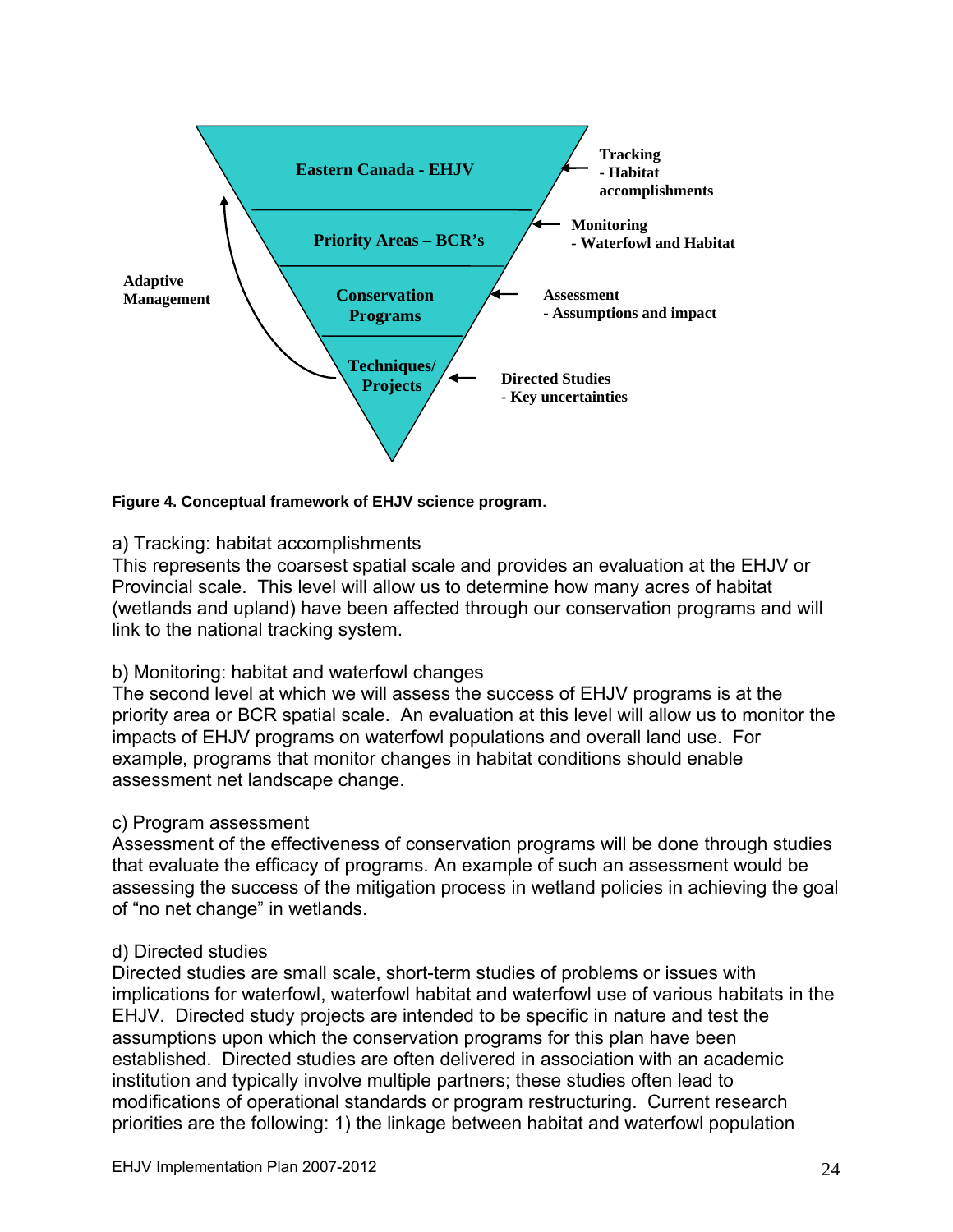Eastern Canada - EHJV

Priority Areas – BCR's

Conservation Programs

Techniques/ Projects

Tracking
- Habitat accomplishments

Monitoring
- Waterfowl and Habitat

Assessment
- Assumptions and impact

Directed Studies
- Key uncertainties

Adaptive Management

**Figure 4. Conceptual framework of EHJV science program**.

a) Tracking: habitat accomplishments
This represents the coarsest spatial scale and provides an evaluation at the EHJV or Provincial scale. This level will allow us to determine how many acres of habitat (wetlands and upland) have been affected through our conservation programs and will link to the national tracking system.

b) Monitoring: habitat and waterfowl changes
The second level at which we will assess the success of EHJV programs is at the priority area or BCR spatial scale. An evaluation at this level will allow us to monitor the impacts of EHJV programs on waterfowl populations and overall land use. For example, programs that monitor changes in habitat conditions should enable assessment net landscape change.

c) Program assessment
Assessment of the effectiveness of conservation programs will be done through studies that evaluate the efficacy of programs. An example of such an assessment would be assessing the success of the mitigation process in wetland policies in achieving the goal of "no net change" in wetlands.

d) Directed studies
Directed studies are small scale, short-term studies of problems or issues with implications for waterfowl, waterfowl habitat and waterfowl use of various habitats in the EHJV. Directed study projects are intended to be specific in nature and test the assumptions upon which the conservation programs for this plan have been established. Directed studies are often delivered in association with an academic institution and typically involve multiple partners; these studies often lead to modifications of operational standards or program restructuring. Current research priorities are the following: 1) the linkage between habitat and waterfowl population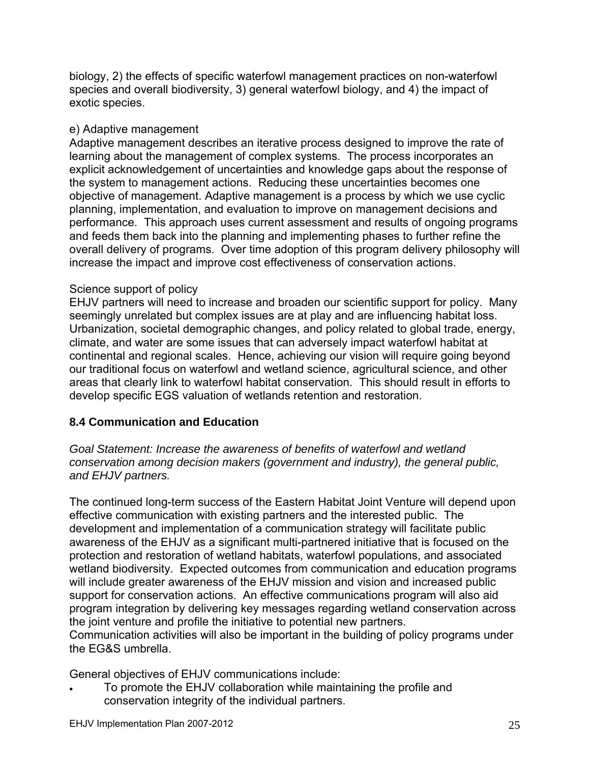biology, 2) the effects of specific waterfowl management practices on non-waterfowl species and overall biodiversity, 3) general waterfowl biology, and 4) the impact of exotic species.

e) Adaptive management

Adaptive management describes an iterative process designed to improve the rate of learning about the management of complex systems. The process incorporates an explicit acknowledgement of uncertainties and knowledge gaps about the response of the system to management actions. Reducing these uncertainties becomes one objective of management. Adaptive management is a process by which we use cyclic planning, implementation, and evaluation to improve on management decisions and performance. This approach uses current assessment and results of ongoing programs and feeds them back into the planning and implementing phases to further refine the overall delivery of programs. Over time adoption of this program delivery philosophy will increase the impact and improve cost effectiveness of conservation actions.

Science support of policy

EHJV partners will need to increase and broaden our scientific support for policy. Many seemingly unrelated but complex issues are at play and are influencing habitat loss. Urbanization, societal demographic changes, and policy related to global trade, energy, climate, and water are some issues that can adversely impact waterfowl habitat at continental and regional scales. Hence, achieving our vision will require going beyond our traditional focus on waterfowl and wetland science, agricultural science, and other areas that clearly link to waterfowl habitat conservation. This should result in efforts to develop specific EGS valuation of wetlands retention and restoration.

### 8.4 Communication and Education

*Goal Statement: Increase the awareness of benefits of waterfowl and wetland conservation among decision makers (government and industry), the general public, and EHJV partners.*

The continued long-term success of the Eastern Habitat Joint Venture will depend upon effective communication with existing partners and the interested public. The development and implementation of a communication strategy will facilitate public awareness of the EHJV as a significant multi-partnered initiative that is focused on the protection and restoration of wetland habitats, waterfowl populations, and associated wetland biodiversity. Expected outcomes from communication and education programs will include greater awareness of the EHJV mission and vision and increased public support for conservation actions. An effective communications program will also aid program integration by delivering key messages regarding wetland conservation across the joint venture and profile the initiative to potential new partners.
Communication activities will also be important in the building of policy programs under the EG&S umbrella.

General objectives of EHJV communications include:

- To promote the EHJV collaboration while maintaining the profile and conservation integrity of the individual partners.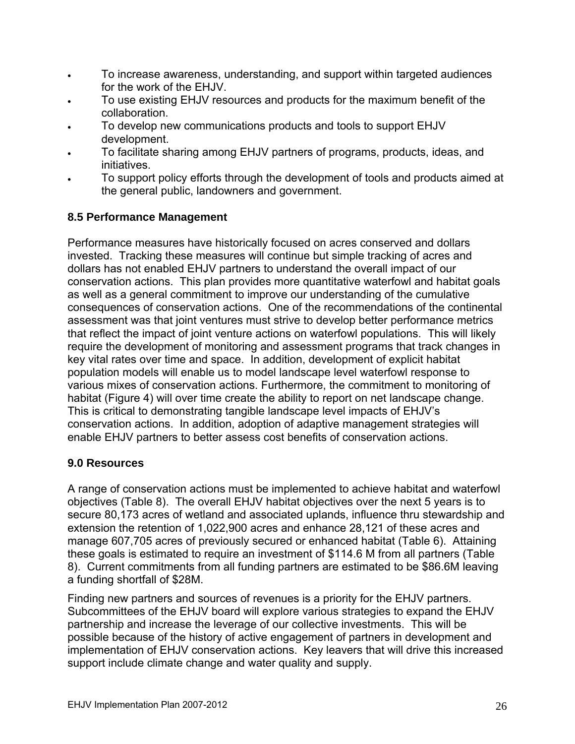- To increase awareness, understanding, and support within targeted audiences for the work of the EHJV.
- To use existing EHJV resources and products for the maximum benefit of the collaboration.
- To develop new communications products and tools to support EHJV development.
- To facilitate sharing among EHJV partners of programs, products, ideas, and initiatives.
- To support policy efforts through the development of tools and products aimed at the general public, landowners and government.

### 8.5 Performance Management

Performance measures have historically focused on acres conserved and dollars invested. Tracking these measures will continue but simple tracking of acres and dollars has not enabled EHJV partners to understand the overall impact of our conservation actions. This plan provides more quantitative waterfowl and habitat goals as well as a general commitment to improve our understanding of the cumulative consequences of conservation actions. One of the recommendations of the continental assessment was that joint ventures must strive to develop better performance metrics that reflect the impact of joint venture actions on waterfowl populations. This will likely require the development of monitoring and assessment programs that track changes in key vital rates over time and space. In addition, development of explicit habitat population models will enable us to model landscape level waterfowl response to various mixes of conservation actions. Furthermore, the commitment to monitoring of habitat (Figure 4) will over time create the ability to report on net landscape change. This is critical to demonstrating tangible landscape level impacts of EHJV's conservation actions. In addition, adoption of adaptive management strategies will enable EHJV partners to better assess cost benefits of conservation actions.

## 9.0 Resources

A range of conservation actions must be implemented to achieve habitat and waterfowl objectives (Table 8). The overall EHJV habitat objectives over the next 5 years is to secure 80,173 acres of wetland and associated uplands, influence thru stewardship and extension the retention of 1,022,900 acres and enhance 28,121 of these acres and manage 607,705 acres of previously secured or enhanced habitat (Table 6). Attaining these goals is estimated to require an investment of $114.6 M from all partners (Table 8). Current commitments from all funding partners are estimated to be $86.6M leaving a funding shortfall of $28M.

Finding new partners and sources of revenues is a priority for the EHJV partners. Subcommittees of the EHJV board will explore various strategies to expand the EHJV partnership and increase the leverage of our collective investments. This will be possible because of the history of active engagement of partners in development and implementation of EHJV conservation actions. Key leavers that will drive this increased support include climate change and water quality and supply.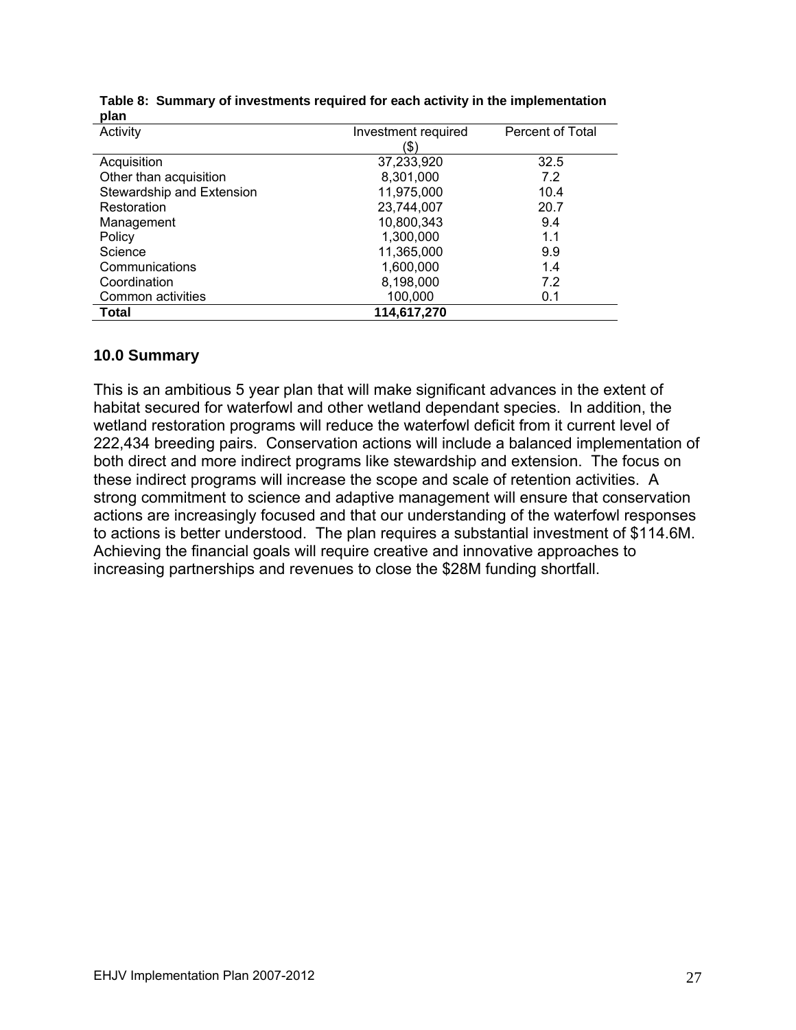**Table 8: Summary of investments required for each activity in the implementation plan**

| Activity | Investment required ($) | Percent of Total |
|---|---|---|
| Acquisition | 37,233,920 | 32.5 |
| Other than acquisition | 8,301,000 | 7.2 |
| Stewardship and Extension | 11,975,000 | 10.4 |
| Restoration | 23,744,007 | 20.7 |
| Management | 10,800,343 | 9.4 |
| Policy | 1,300,000 | 1.1 |
| Science | 11,365,000 | 9.9 |
| Communications | 1,600,000 | 1.4 |
| Coordination | 8,198,000 | 7.2 |
| Common activities | 100,000 | 0.1 |
| **Total** | **114,617,270** | |

## 10.0 Summary

This is an ambitious 5 year plan that will make significant advances in the extent of habitat secured for waterfowl and other wetland dependant species. In addition, the wetland restoration programs will reduce the waterfowl deficit from it current level of 222,434 breeding pairs. Conservation actions will include a balanced implementation of both direct and more indirect programs like stewardship and extension. The focus on these indirect programs will increase the scope and scale of retention activities. A strong commitment to science and adaptive management will ensure that conservation actions are increasingly focused and that our understanding of the waterfowl responses to actions is better understood. The plan requires a substantial investment of $114.6M. Achieving the financial goals will require creative and innovative approaches to increasing partnerships and revenues to close the $28M funding shortfall.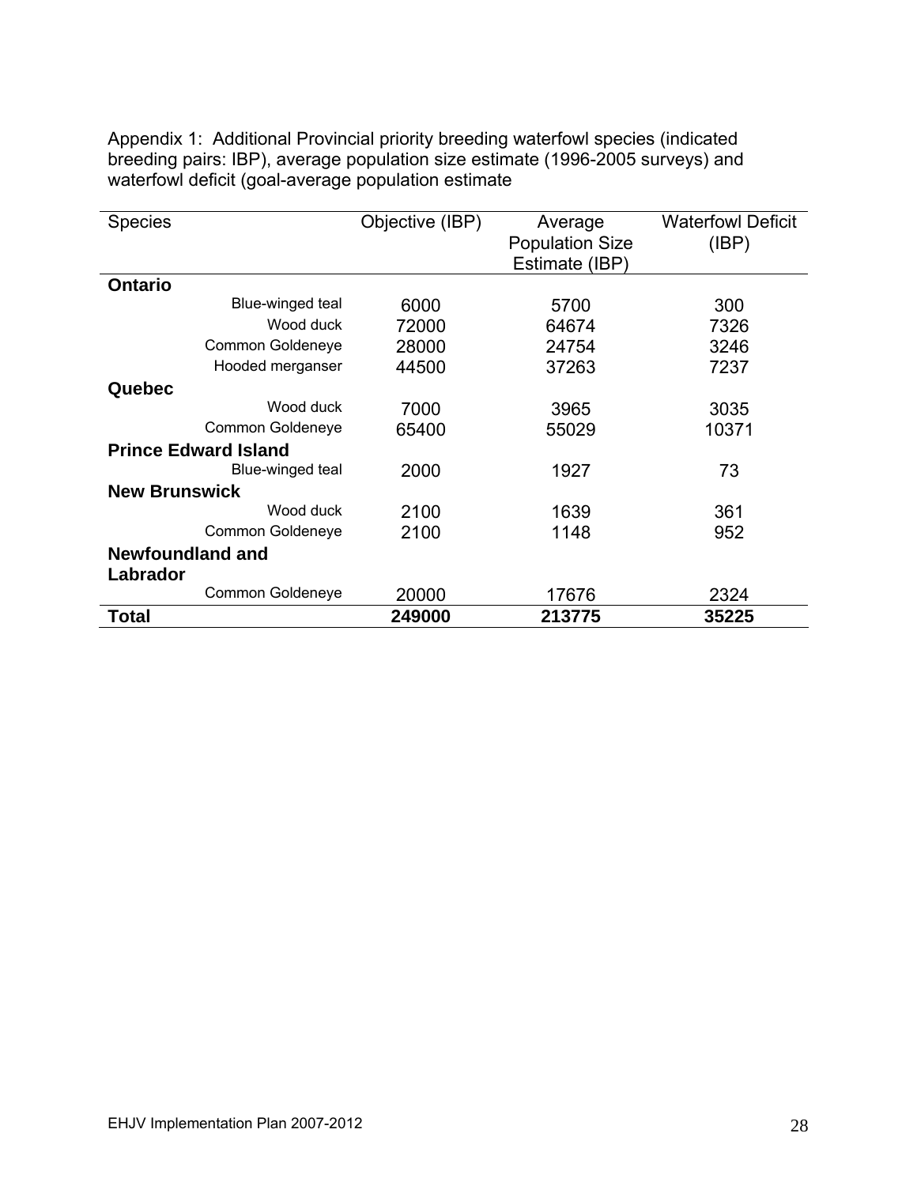Appendix 1: Additional Provincial priority breeding waterfowl species (indicated breeding pairs: IBP), average population size estimate (1996-2005 surveys) and waterfowl deficit (goal-average population estimate

| Species | Objective (IBP) | Average Population Size Estimate (IBP) | Waterfowl Deficit (IBP) |
|---|---|---|---|
| **Ontario** | | | |
| Blue-winged teal | 6000 | 5700 | 300 |
| Wood duck | 72000 | 64674 | 7326 |
| Common Goldeneye | 28000 | 24754 | 3246 |
| Hooded merganser | 44500 | 37263 | 7237 |
| **Quebec** | | | |
| Wood duck | 7000 | 3965 | 3035 |
| Common Goldeneye | 65400 | 55029 | 10371 |
| **Prince Edward Island** | | | |
| Blue-winged teal | 2000 | 1927 | 73 |
| **New Brunswick** | | | |
| Wood duck | 2100 | 1639 | 361 |
| Common Goldeneye | 2100 | 1148 | 952 |
| **Newfoundland and Labrador** | | | |
| Common Goldeneye | 20000 | 17676 | 2324 |
| **Total** | **249000** | **213775** | **35225** |